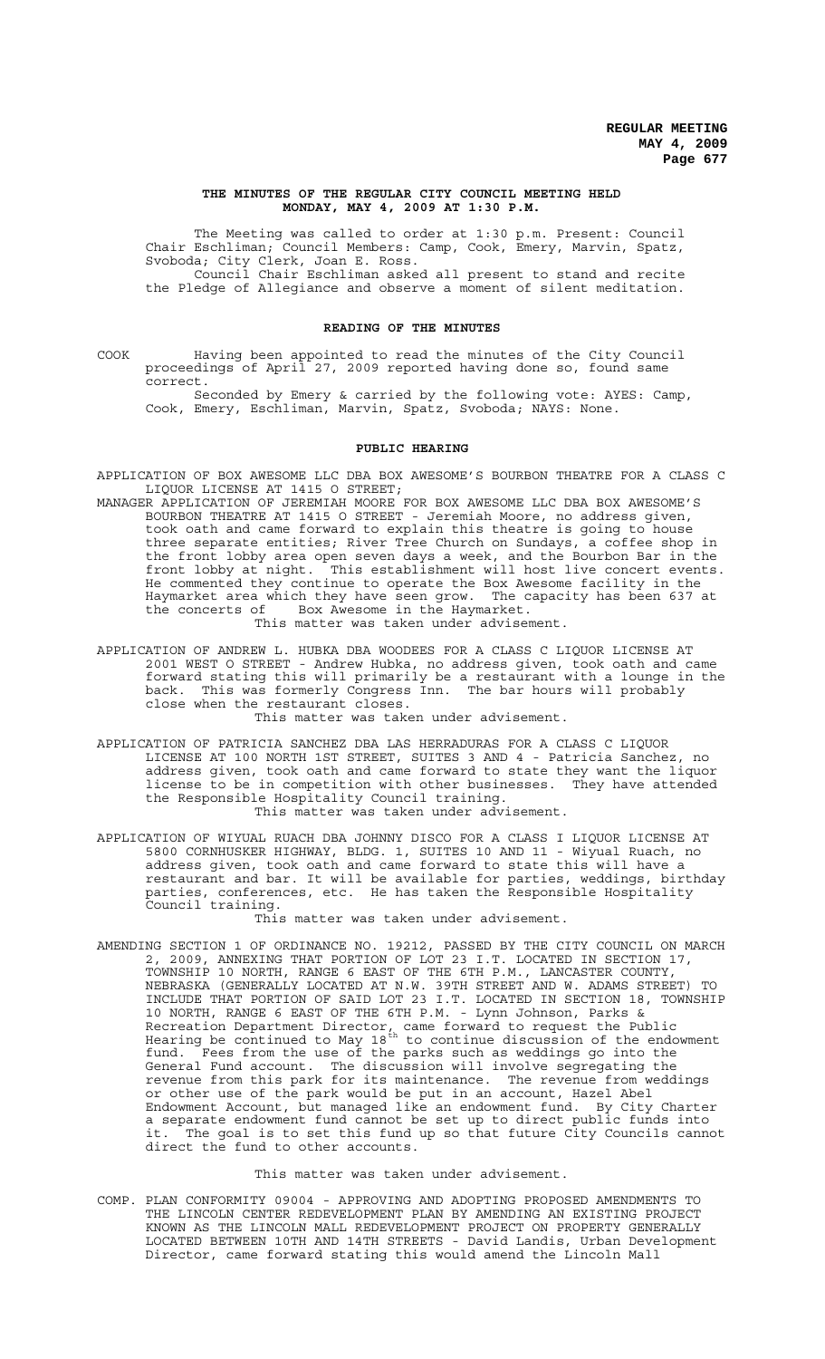# THE MINUTES OF THE REGULAR CITY COUNCIL MEETING HELD MONDAY, MAY 4, 2009 AT 1:30 P.M.

The Meeting was called to order at 1:30 p.m. Present: Council Chair Eschliman; Council Members: Camp, Cook, Emery, Marvin, Spatz, Svoboda; City Clerk, Joan E. Ross.

Council Chair Eschliman asked all present to stand and recite the Pledge of Allegiance and observe a moment of silent meditation.

## READING OF THE MINUTES

COOK Having been appointed to read the minutes of the City Council proceedings of April 27, 2009 reported having done so, found same correct.

Seconded by Emery & carried by the following vote: AYES: Camp, Cook, Emery, Eschliman, Marvin, Spatz, Svoboda; NAYS: None.

## PUBLIC HEARING

APPLICATION OF BOX AWESOME LLC DBA BOX AWESOME'S BOURBON THEATRE FOR A CLASS C LIQUOR LICENSE AT 1415 O STREET;

MANAGER APPLICATION OF JEREMIAH MOORE FOR BOX AWESOME LLC DBA BOX AWESOME'S BOURBON THEATRE AT 1415 O STREET - Jeremiah Moore, no address given, took oath and came forward to explain this theatre is going to house three separate entities; River Tree Church on Sundays, a coffee shop in the front lobby area open seven days a week, and the Bourbon Bar in the front lobby at night. This establishment will host live concert events. He commented they continue to operate the Box Awesome facility in the Haymarket area which they have seen grow. The capacity has been 637 at the concerts of Box Awesome in the Haymarket.

This matter was taken under advisement.

APPLICATION OF ANDREW L. HUBKA DBA WOODEES FOR A CLASS C LIQUOR LICENSE AT 2001 WEST O STREET - Andrew Hubka, no address given, took oath and came forward stating this will primarily be a restaurant with a lounge in the back. This was formerly Congress Inn. The bar hours will probably close when the restaurant closes.

This matter was taken under advisement.

APPLICATION OF PATRICIA SANCHEZ DBA LAS HERRADURAS FOR A CLASS C LIQUOR LICENSE AT 100 NORTH 1ST STREET, SUITES 3 AND 4 - Patricia Sanchez, no address given, took oath and came forward to state they want the liquor license to be in competition with other businesses. They have attended the Responsible Hospitality Council training.

This matter was taken under advisement.

APPLICATION OF WIYUAL RUACH DBA JOHNNY DISCO FOR A CLASS I LIQUOR LICENSE AT 5800 CORNHUSKER HIGHWAY, BLDG. 1, SUITES 10 AND 11 - Wiyual Ruach, no address given, took oath and came forward to state this will have a restaurant and bar. It will be available for parties, weddings, birthday parties, conferences, etc. He has taken the Responsible Hospitality Council training.

This matter was taken under advisement.

AMENDING SECTION 1 OF ORDINANCE NO. 19212, PASSED BY THE CITY COUNCIL ON MARCH 2, 2009, ANNEXING THAT PORTION OF LOT 23 I.T. LOCATED IN SECTION 17, TOWNSHIP 10 NORTH, RANGE 6 EAST OF THE 6TH P.M., LANCASTER COUNTY, NEBRASKA (GENERALLY LOCATED AT N.W. 39TH STREET AND W. ADAMS STREET) TO INCLUDE THAT PORTION OF SAID LOT 23 I.T. LOCATED IN SECTION 18, TOWNSHIP 10 NORTH, RANGE 6 EAST OF THE 6TH P.M. - Lynn Johnson, Parks & Recreation Department Director, came forward to request the Public Hearing be continued to May 18th to continue discussion of the endowment fund. Fees from the use of the parks such as weddings go into the General Fund account. The discussion will involve segregating the revenue from this park for its maintenance. The revenue from weddings or other use of the park would be put in an account, Hazel Abel Endowment Account, but managed like an endowment fund. By City Charter a separate endowment fund cannot be set up to direct public funds into it. The goal is to set this fund up so that future City Councils cannot direct the fund to other accounts.

This matter was taken under advisement.

COMP. PLAN CONFORMITY 09004 - APPROVING AND ADOPTING PROPOSED AMENDMENTS TO THE LINCOLN CENTER REDEVELOPMENT PLAN BY AMENDING AN EXISTING PROJECT KNOWN AS THE LINCOLN MALL REDEVELOPMENT PROJECT ON PROPERTY GENERALLY LOCATED BETWEEN 10TH AND 14TH STREETS - David Landis, Urban Development Director, came forward stating this would amend the Lincoln Mall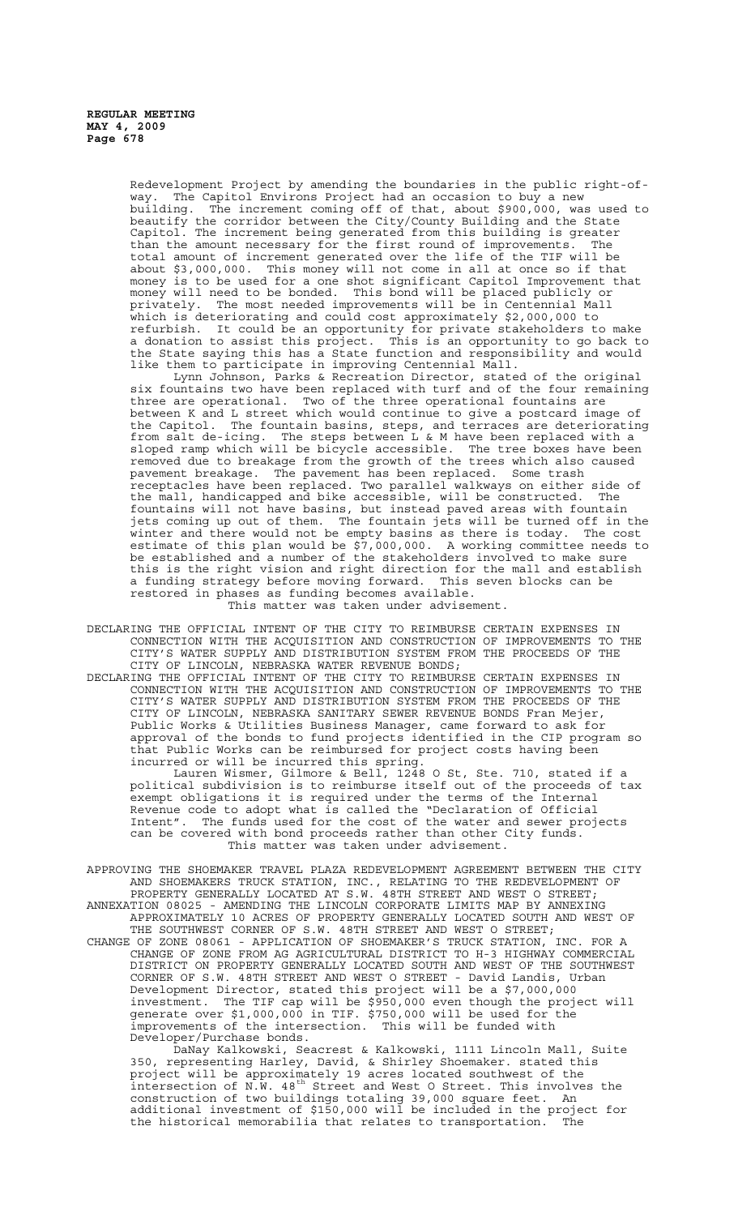Redevelopment Project by amending the boundaries in the public right-of-way. The Capitol Environs Project had an occasion to buy a new building. The increment coming off of that, about $900,000, was used to beautify the corridor between the City/County Building and the State Capitol. The increment being generated from this building is greater than the amount necessary for the first round of improvements. The total amount of increment generated over the life of the TIF will be about $3,000,000. This money will not come in all at once so if that money is to be used for a one shot significant Capitol Improvement that money will need to be bonded. This bond will be placed publicly or privately. The most needed improvements will be in Centennial Mall which is deteriorating and could cost approximately $2,000,000 to refurbish. It could be an opportunity for private stakeholders to make a donation to assist this project. This is an opportunity to go back to the State saying this has a State function and responsibility and would like them to participate in improving Centennial Mall.

Lynn Johnson, Parks & Recreation Director, stated of the original six fountains two have been replaced with turf and of the four remaining three are operational. Two of the three operational fountains are between K and L street which would continue to give a postcard image of the Capitol. The fountain basins, steps, and terraces are deteriorating from salt de-icing. The steps between L & M have been replaced with a sloped ramp which will be bicycle accessible. The tree boxes have been removed due to breakage from the growth of the trees which also caused pavement breakage. The pavement has been replaced. Some trash receptacles have been replaced. Two parallel walkways on either side of the mall, handicapped and bike accessible, will be constructed. The fountains will not have basins, but instead paved areas with fountain jets coming up out of them. The fountain jets will be turned off in the winter and there would not be empty basins as there is today. The cost estimate of this plan would be $7,000,000. A working committee needs to be established and a number of the stakeholders involved to make sure this is the right vision and right direction for the mall and establish a funding strategy before moving forward. This seven blocks can be restored in phases as funding becomes available.

This matter was taken under advisement.

DECLARING THE OFFICIAL INTENT OF THE CITY TO REIMBURSE CERTAIN EXPENSES IN CONNECTION WITH THE ACQUISITION AND CONSTRUCTION OF IMPROVEMENTS TO THE CITY'S WATER SUPPLY AND DISTRIBUTION SYSTEM FROM THE PROCEEDS OF THE CITY OF LINCOLN, NEBRASKA WATER REVENUE BONDS;

DECLARING THE OFFICIAL INTENT OF THE CITY TO REIMBURSE CERTAIN EXPENSES IN CONNECTION WITH THE ACQUISITION AND CONSTRUCTION OF IMPROVEMENTS TO THE CITY'S WATER SUPPLY AND DISTRIBUTION SYSTEM FROM THE PROCEEDS OF THE CITY OF LINCOLN, NEBRASKA SANITARY SEWER REVENUE BONDS Fran Mejer, Public Works & Utilities Business Manager, came forward to ask for approval of the bonds to fund projects identified in the CIP program so that Public Works can be reimbursed for project costs having been incurred or will be incurred this spring.

Lauren Wismer, Gilmore & Bell, 1248 O St, Ste. 710, stated if a political subdivision is to reimburse itself out of the proceeds of tax exempt obligations it is required under the terms of the Internal Revenue code to adopt what is called the "Declaration of Official Intent". The funds used for the cost of the water and sewer projects can be covered with bond proceeds rather than other City funds.

This matter was taken under advisement.

APPROVING THE SHOEMAKER TRAVEL PLAZA REDEVELOPMENT AGREEMENT BETWEEN THE CITY AND SHOEMAKERS TRUCK STATION, INC., RELATING TO THE REDEVELOPMENT OF PROPERTY GENERALLY LOCATED AT S.W. 48TH STREET AND WEST O STREET;

ANNEXATION 08025 - AMENDING THE LINCOLN CORPORATE LIMITS MAP BY ANNEXING APPROXIMATELY 10 ACRES OF PROPERTY GENERALLY LOCATED SOUTH AND WEST OF THE SOUTHWEST CORNER OF S.W. 48TH STREET AND WEST O STREET;

CHANGE OF ZONE 08061 - APPLICATION OF SHOEMAKER'S TRUCK STATION, INC. FOR A CHANGE OF ZONE FROM AG AGRICULTURAL DISTRICT TO H-3 HIGHWAY COMMERCIAL DISTRICT ON PROPERTY GENERALLY LOCATED SOUTH AND WEST OF THE SOUTHWEST CORNER OF S.W. 48TH STREET AND WEST O STREET - David Landis, Urban Development Director, stated this project will be a $7,000,000 investment. The TIF cap will be $950,000 even though the project will generate over $1,000,000 in TIF. $750,000 will be used for the improvements of the intersection. This will be funded with Developer/Purchase bonds.

DaNay Kalkowski, Seacrest & Kalkowski, 1111 Lincoln Mall, Suite 350, representing Harley, David, & Shirley Shoemaker. stated this project will be approximately 19 acres located southwest of the intersection of N.W. 48th Street and West O Street. This involves the construction of two buildings totaling 39,000 square feet. An additional investment of $150,000 will be included in the project for the historical memorabilia that relates to transportation. The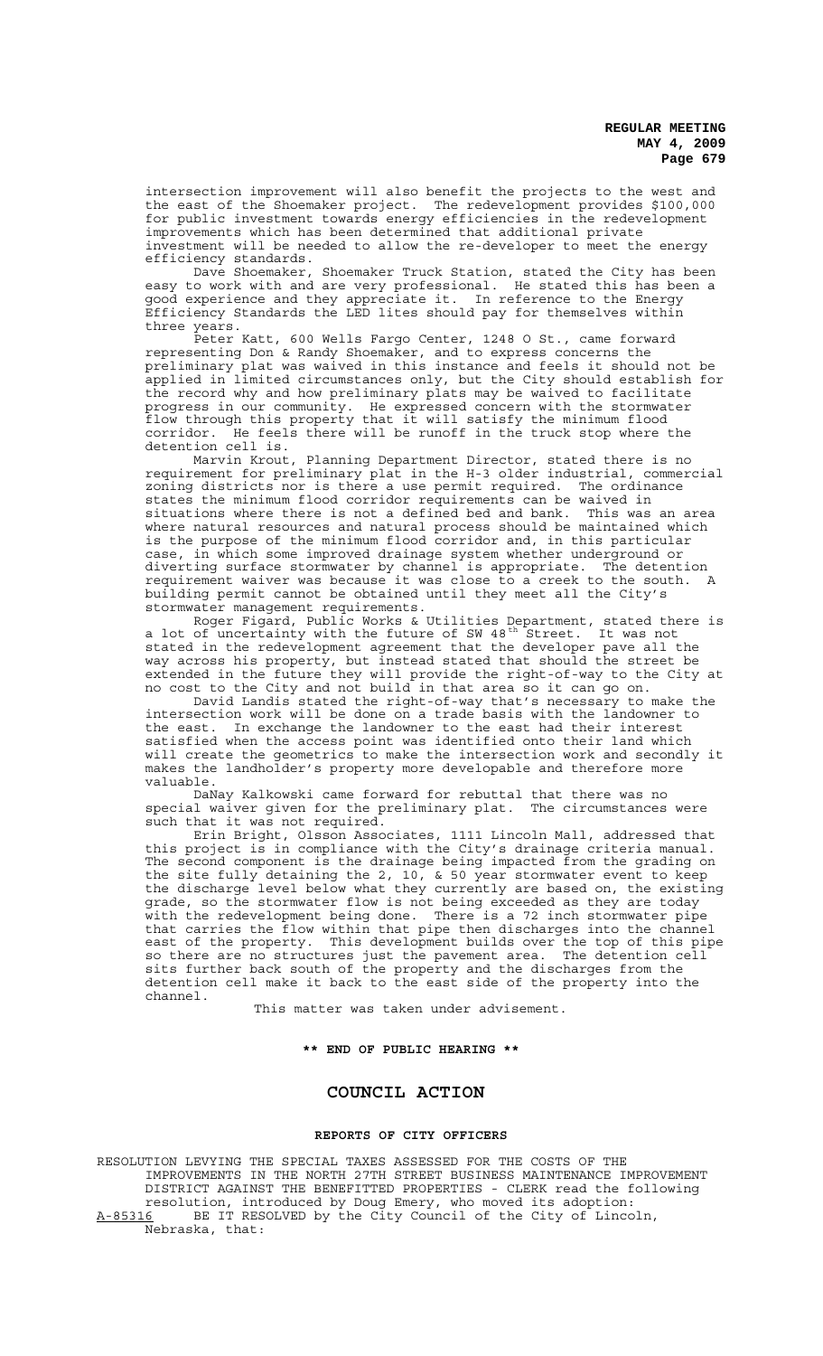intersection improvement will also benefit the projects to the west and the east of the Shoemaker project. The redevelopment provides $100,000 for public investment towards energy efficiencies in the redevelopment improvements which has been determined that additional private investment will be needed to allow the re-developer to meet the energy efficiency standards.

Dave Shoemaker, Shoemaker Truck Station, stated the City has been easy to work with and are very professional. He stated this has been a good experience and they appreciate it. In reference to the Energy Efficiency Standards the LED lites should pay for themselves within three years.

Peter Katt, 600 Wells Fargo Center, 1248 O St., came forward representing Don & Randy Shoemaker, and to express concerns the preliminary plat was waived in this instance and feels it should not be applied in limited circumstances only, but the City should establish for the record why and how preliminary plats may be waived to facilitate progress in our community. He expressed concern with the stormwater flow through this property that it will satisfy the minimum flood corridor. He feels there will be runoff in the truck stop where the detention cell is.

Marvin Krout, Planning Department Director, stated there is no requirement for preliminary plat in the H-3 older industrial, commercial zoning districts nor is there a use permit required. The ordinance states the minimum flood corridor requirements can be waived in situations where there is not a defined bed and bank. This was an area where natural resources and natural process should be maintained which is the purpose of the minimum flood corridor and, in this particular case, in which some improved drainage system whether underground or diverting surface stormwater by channel is appropriate. The detention requirement waiver was because it was close to a creek to the south. A building permit cannot be obtained until they meet all the City's stormwater management requirements.

Roger Figard, Public Works & Utilities Department, stated there is a lot of uncertainty with the future of SW 48th Street. It was not stated in the redevelopment agreement that the developer pave all the way across his property, but instead stated that should the street be extended in the future they will provide the right-of-way to the City at no cost to the City and not build in that area so it can go on.

David Landis stated the right-of-way that's necessary to make the intersection work will be done on a trade basis with the landowner to the east. In exchange the landowner to the east had their interest satisfied when the access point was identified onto their land which will create the geometrics to make the intersection work and secondly it makes the landholder's property more developable and therefore more valuable.

DaNay Kalkowski came forward for rebuttal that there was no special waiver given for the preliminary plat. The circumstances were such that it was not required.

Erin Bright, Olsson Associates, 1111 Lincoln Mall, addressed that this project is in compliance with the City's drainage criteria manual. The second component is the drainage being impacted from the grading on the site fully detaining the 2, 10, & 50 year stormwater event to keep the discharge level below what they currently are based on, the existing grade, so the stormwater flow is not being exceeded as they are today with the redevelopment being done. There is a 72 inch stormwater pipe that carries the flow within that pipe then discharges into the channel east of the property. This development builds over the top of this pipe so there are no structures just the pavement area. The detention cell sits further back south of the property and the discharges from the detention cell make it back to the east side of the property into the channel.

This matter was taken under advisement.

**\*\* END OF PUBLIC HEARING \*\***

# COUNCIL ACTION

## REPORTS OF CITY OFFICERS

RESOLUTION LEVYING THE SPECIAL TAXES ASSESSED FOR THE COSTS OF THE IMPROVEMENTS IN THE NORTH 27TH STREET BUSINESS MAINTENANCE IMPROVEMENT DISTRICT AGAINST THE BENEFITTED PROPERTIES - CLERK read the following resolution, introduced by Doug Emery, who moved its adoption:

A-85316 BE IT RESOLVED by the City Council of the City of Lincoln, Nebraska, that: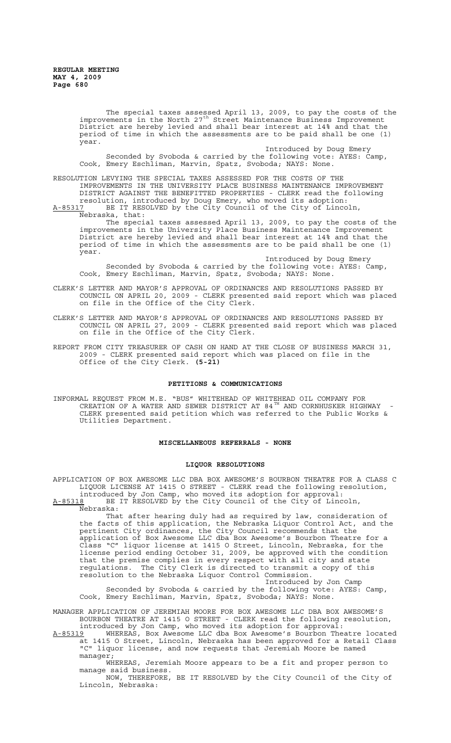The special taxes assessed April 13, 2009, to pay the costs of the improvements in the North 27th Street Maintenance Business Improvement District are hereby levied and shall bear interest at 14% and that the period of time in which the assessments are to be paid shall be one (1) year.

Introduced by Doug Emery

Seconded by Svoboda & carried by the following vote: AYES: Camp, Cook, Emery Eschliman, Marvin, Spatz, Svoboda; NAYS: None.

RESOLUTION LEVYING THE SPECIAL TAXES ASSESSED FOR THE COSTS OF THE IMPROVEMENTS IN THE UNIVERSITY PLACE BUSINESS MAINTENANCE IMPROVEMENT DISTRICT AGAINST THE BENEFITTED PROPERTIES - CLERK read the following resolution, introduced by Doug Emery, who moved its adoption:

A-85317 BE IT RESOLVED by the City Council of the City of Lincoln, Nebraska, that:

The special taxes assessed April 13, 2009, to pay the costs of the improvements in the University Place Business Maintenance Improvement District are hereby levied and shall bear interest at 14% and that the period of time in which the assessments are to be paid shall be one (1) year.

Introduced by Doug Emery

Seconded by Svoboda & carried by the following vote: AYES: Camp, Cook, Emery Eschliman, Marvin, Spatz, Svoboda; NAYS: None.

CLERK'S LETTER AND MAYOR'S APPROVAL OF ORDINANCES AND RESOLUTIONS PASSED BY COUNCIL ON APRIL 20, 2009 - CLERK presented said report which was placed on file in the Office of the City Clerk.

CLERK'S LETTER AND MAYOR'S APPROVAL OF ORDINANCES AND RESOLUTIONS PASSED BY COUNCIL ON APRIL 27, 2009 - CLERK presented said report which was placed on file in the Office of the City Clerk.

REPORT FROM CITY TREASURER OF CASH ON HAND AT THE CLOSE OF BUSINESS MARCH 31, 2009 - CLERK presented said report which was placed on file in the Office of the City Clerk. **(5-21)**

## PETITIONS & COMMUNICATIONS

INFORMAL REQUEST FROM M.E. "BUS" WHITEHEAD OF WHITEHEAD OIL COMPANY FOR CREATION OF A WATER AND SEWER DISTRICT AT 84TH AND CORNHUSKER HIGHWAY - CLERK presented said petition which was referred to the Public Works & Utilities Department.

## MISCELLANEOUS REFERRALS - NONE

## LIQUOR RESOLUTIONS

APPLICATION OF BOX AWESOME LLC DBA BOX AWESOME'S BOURBON THEATRE FOR A CLASS C LIQUOR LICENSE AT 1415 O STREET - CLERK read the following resolution, introduced by Jon Camp, who moved its adoption for approval:

A-85318 BE IT RESOLVED by the City Council of the City of Lincoln, Nebraska:

That after hearing duly had as required by law, consideration of the facts of this application, the Nebraska Liquor Control Act, and the pertinent City ordinances, the City Council recommends that the application of Box Awesome LLC dba Box Awesome's Bourbon Theatre for a Class "C" liquor license at 1415 O Street, Lincoln, Nebraska, for the license period ending October 31, 2009, be approved with the condition that the premise complies in every respect with all city and state regulations. The City Clerk is directed to transmit a copy of this resolution to the Nebraska Liquor Control Commission.

Introduced by Jon Camp

Seconded by Svoboda & carried by the following vote: AYES: Camp, Cook, Emery Eschliman, Marvin, Spatz, Svoboda; NAYS: None.

MANAGER APPLICATION OF JEREMIAH MOORE FOR BOX AWESOME LLC DBA BOX AWESOME'S BOURBON THEATRE AT 1415 O STREET - CLERK read the following resolution, introduced by Jon Camp, who moved its adoption for approval:

A-85319 WHEREAS, Box Awesome LLC dba Box Awesome's Bourbon Theatre located at 1415 O Street, Lincoln, Nebraska has been approved for a Retail Class "C" liquor license, and now requests that Jeremiah Moore be named manager;

WHEREAS, Jeremiah Moore appears to be a fit and proper person to manage said business.

NOW, THEREFORE, BE IT RESOLVED by the City Council of the City of Lincoln, Nebraska: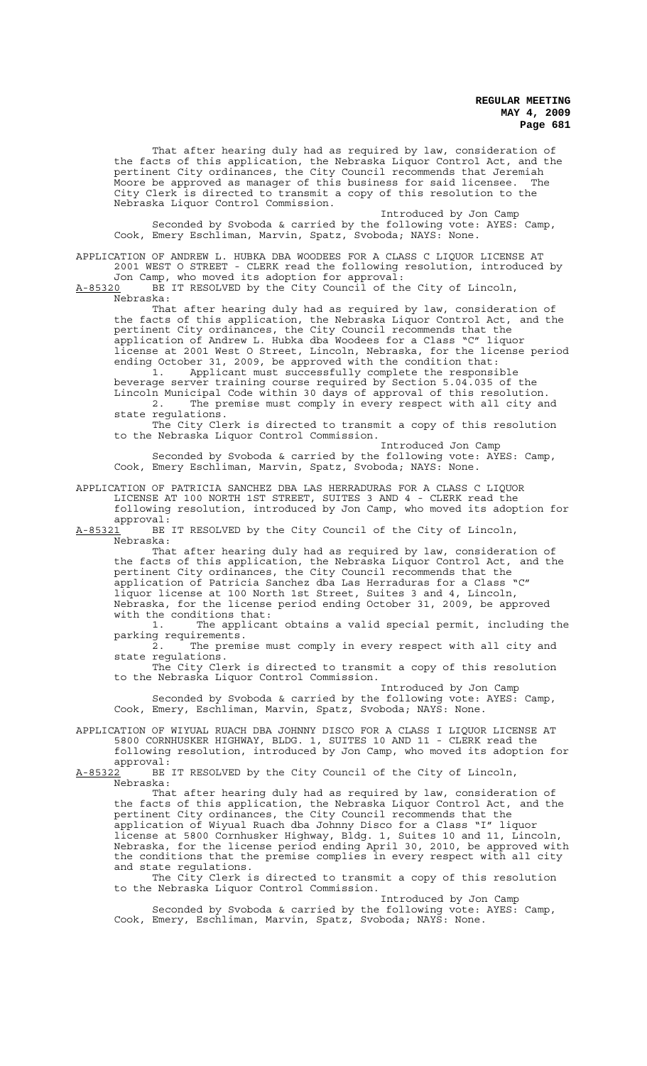That after hearing duly had as required by law, consideration of the facts of this application, the Nebraska Liquor Control Act, and the pertinent City ordinances, the City Council recommends that Jeremiah Moore be approved as manager of this business for said licensee. The City Clerk is directed to transmit a copy of this resolution to the Nebraska Liquor Control Commission.

Introduced by Jon Camp

Seconded by Svoboda & carried by the following vote: AYES: Camp, Cook, Emery Eschliman, Marvin, Spatz, Svoboda; NAYS: None.

APPLICATION OF ANDREW L. HUBKA DBA WOODEES FOR A CLASS C LIQUOR LICENSE AT 2001 WEST O STREET - CLERK read the following resolution, introduced by Jon Camp, who moved its adoption for approval:

A-85320 BE IT RESOLVED by the City Council of the City of Lincoln, Nebraska:

That after hearing duly had as required by law, consideration of the facts of this application, the Nebraska Liquor Control Act, and the pertinent City ordinances, the City Council recommends that the application of Andrew L. Hubka dba Woodees for a Class "C" liquor license at 2001 West O Street, Lincoln, Nebraska, for the license period ending October 31, 2009, be approved with the condition that:

1. Applicant must successfully complete the responsible beverage server training course required by Section 5.04.035 of the Lincoln Municipal Code within 30 days of approval of this resolution.
2. The premise must comply in every respect with all city and state regulations.

The City Clerk is directed to transmit a copy of this resolution to the Nebraska Liquor Control Commission.

Introduced Jon Camp

Seconded by Svoboda & carried by the following vote: AYES: Camp, Cook, Emery Eschliman, Marvin, Spatz, Svoboda; NAYS: None.

APPLICATION OF PATRICIA SANCHEZ DBA LAS HERRADURAS FOR A CLASS C LIQUOR LICENSE AT 100 NORTH 1ST STREET, SUITES 3 AND 4 - CLERK read the following resolution, introduced by Jon Camp, who moved its adoption for approval:

A-85321 BE IT RESOLVED by the City Council of the City of Lincoln, Nebraska:

That after hearing duly had as required by law, consideration of the facts of this application, the Nebraska Liquor Control Act, and the pertinent City ordinances, the City Council recommends that the application of Patricia Sanchez dba Las Herraduras for a Class "C" liquor license at 100 North 1st Street, Suites 3 and 4, Lincoln, Nebraska, for the license period ending October 31, 2009, be approved with the conditions that:

1. The applicant obtains a valid special permit, including the parking requirements.
2. The premise must comply in every respect with all city and state regulations.

The City Clerk is directed to transmit a copy of this resolution to the Nebraska Liquor Control Commission.

Introduced by Jon Camp

Seconded by Svoboda & carried by the following vote: AYES: Camp, Cook, Emery, Eschliman, Marvin, Spatz, Svoboda; NAYS: None.

APPLICATION OF WIYUAL RUACH DBA JOHNNY DISCO FOR A CLASS I LIQUOR LICENSE AT 5800 CORNHUSKER HIGHWAY, BLDG. 1, SUITES 10 AND 11 - CLERK read the following resolution, introduced by Jon Camp, who moved its adoption for approval:

A-85322 BE IT RESOLVED by the City Council of the City of Lincoln, Nebraska:

That after hearing duly had as required by law, consideration of the facts of this application, the Nebraska Liquor Control Act, and the pertinent City ordinances, the City Council recommends that the application of Wiyual Ruach dba Johnny Disco for a Class "I" liquor license at 5800 Cornhusker Highway, Bldg. 1, Suites 10 and 11, Lincoln, Nebraska, for the license period ending April 30, 2010, be approved with the conditions that the premise complies in every respect with all city and state regulations.

The City Clerk is directed to transmit a copy of this resolution to the Nebraska Liquor Control Commission.

Introduced by Jon Camp

Seconded by Svoboda & carried by the following vote: AYES: Camp, Cook, Emery, Eschliman, Marvin, Spatz, Svoboda; NAYS: None.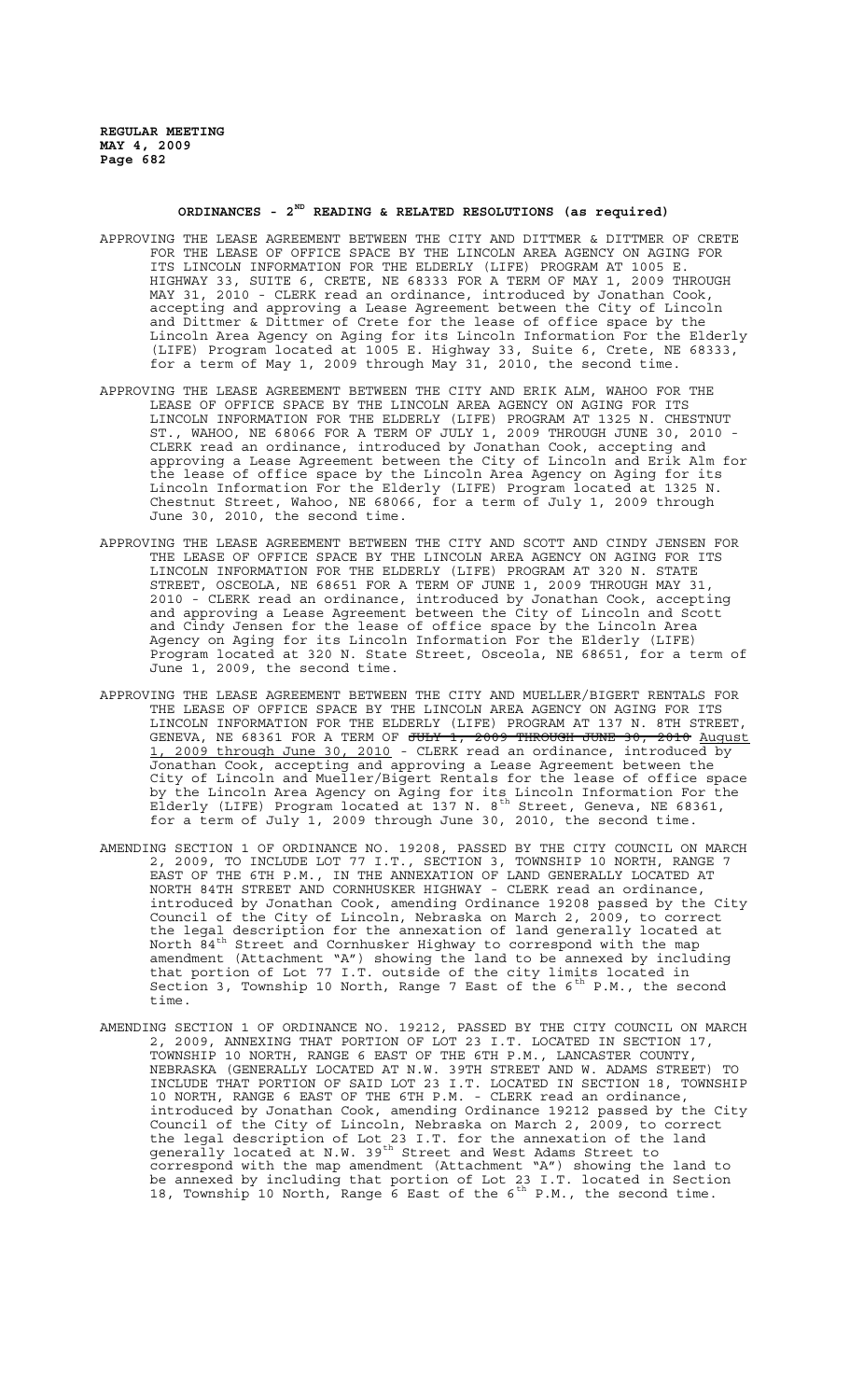## ORDINANCES - 2[ND] READING & RELATED RESOLUTIONS (as required)

APPROVING THE LEASE AGREEMENT BETWEEN THE CITY AND DITTMER & DITTMER OF CRETE FOR THE LEASE OF OFFICE SPACE BY THE LINCOLN AREA AGENCY ON AGING FOR ITS LINCOLN INFORMATION FOR THE ELDERLY (LIFE) PROGRAM AT 1005 E. HIGHWAY 33, SUITE 6, CRETE, NE 68333 FOR A TERM OF MAY 1, 2009 THROUGH MAY 31, 2010 - CLERK read an ordinance, introduced by Jonathan Cook, accepting and approving a Lease Agreement between the City of Lincoln and Dittmer & Dittmer of Crete for the lease of office space by the Lincoln Area Agency on Aging for its Lincoln Information For the Elderly (LIFE) Program located at 1005 E. Highway 33, Suite 6, Crete, NE 68333, for a term of May 1, 2009 through May 31, 2010, the second time.

APPROVING THE LEASE AGREEMENT BETWEEN THE CITY AND ERIK ALM, WAHOO FOR THE LEASE OF OFFICE SPACE BY THE LINCOLN AREA AGENCY ON AGING FOR ITS LINCOLN INFORMATION FOR THE ELDERLY (LIFE) PROGRAM AT 1325 N. CHESTNUT ST., WAHOO, NE 68066 FOR A TERM OF JULY 1, 2009 THROUGH JUNE 30, 2010 - CLERK read an ordinance, introduced by Jonathan Cook, accepting and approving a Lease Agreement between the City of Lincoln and Erik Alm for the lease of office space by the Lincoln Area Agency on Aging for its Lincoln Information For the Elderly (LIFE) Program located at 1325 N. Chestnut Street, Wahoo, NE 68066, for a term of July 1, 2009 through June 30, 2010, the second time.

APPROVING THE LEASE AGREEMENT BETWEEN THE CITY AND SCOTT AND CINDY JENSEN FOR THE LEASE OF OFFICE SPACE BY THE LINCOLN AREA AGENCY ON AGING FOR ITS LINCOLN INFORMATION FOR THE ELDERLY (LIFE) PROGRAM AT 320 N. STATE STREET, OSCEOLA, NE 68651 FOR A TERM OF JUNE 1, 2009 THROUGH MAY 31, 2010 - CLERK read an ordinance, introduced by Jonathan Cook, accepting and approving a Lease Agreement between the City of Lincoln and Scott and Cindy Jensen for the lease of office space by the Lincoln Area Agency on Aging for its Lincoln Information For the Elderly (LIFE) Program located at 320 N. State Street, Osceola, NE 68651, for a term of June 1, 2009, the second time.

APPROVING THE LEASE AGREEMENT BETWEEN THE CITY AND MUELLER/BIGERT RENTALS FOR THE LEASE OF OFFICE SPACE BY THE LINCOLN AREA AGENCY ON AGING FOR ITS LINCOLN INFORMATION FOR THE ELDERLY (LIFE) PROGRAM AT 137 N. 8TH STREET, GENEVA, NE 68361 FOR A TERM OF ~~JULY 1, 2009 THROUGH JUNE 30, 2010~~ August 1, 2009 through June 30, 2010 - CLERK read an ordinance, introduced by Jonathan Cook, accepting and approving a Lease Agreement between the City of Lincoln and Mueller/Bigert Rentals for the lease of office space by the Lincoln Area Agency on Aging for its Lincoln Information For the Elderly (LIFE) Program located at 137 N. 8[th] Street, Geneva, NE 68361, for a term of July 1, 2009 through June 30, 2010, the second time.

AMENDING SECTION 1 OF ORDINANCE NO. 19208, PASSED BY THE CITY COUNCIL ON MARCH 2, 2009, TO INCLUDE LOT 77 I.T., SECTION 3, TOWNSHIP 10 NORTH, RANGE 7 EAST OF THE 6TH P.M., IN THE ANNEXATION OF LAND GENERALLY LOCATED AT NORTH 84TH STREET AND CORNHUSKER HIGHWAY - CLERK read an ordinance, introduced by Jonathan Cook, amending Ordinance 19208 passed by the City Council of the City of Lincoln, Nebraska on March 2, 2009, to correct the legal description for the annexation of land generally located at North 84[th] Street and Cornhusker Highway to correspond with the map amendment (Attachment "A") showing the land to be annexed by including that portion of Lot 77 I.T. outside of the city limits located in Section 3, Township 10 North, Range 7 East of the 6[th] P.M., the second time.

AMENDING SECTION 1 OF ORDINANCE NO. 19212, PASSED BY THE CITY COUNCIL ON MARCH 2, 2009, ANNEXING THAT PORTION OF LOT 23 I.T. LOCATED IN SECTION 17, TOWNSHIP 10 NORTH, RANGE 6 EAST OF THE 6TH P.M., LANCASTER COUNTY, NEBRASKA (GENERALLY LOCATED AT N.W. 39TH STREET AND W. ADAMS STREET) TO INCLUDE THAT PORTION OF SAID LOT 23 I.T. LOCATED IN SECTION 18, TOWNSHIP 10 NORTH, RANGE 6 EAST OF THE 6TH P.M. - CLERK read an ordinance, introduced by Jonathan Cook, amending Ordinance 19212 passed by the City Council of the City of Lincoln, Nebraska on March 2, 2009, to correct the legal description of Lot 23 I.T. for the annexation of the land generally located at N.W. 39[th] Street and West Adams Street to correspond with the map amendment (Attachment "A") showing the land to be annexed by including that portion of Lot 23 I.T. located in Section 18, Township 10 North, Range 6 East of the 6[th] P.M., the second time.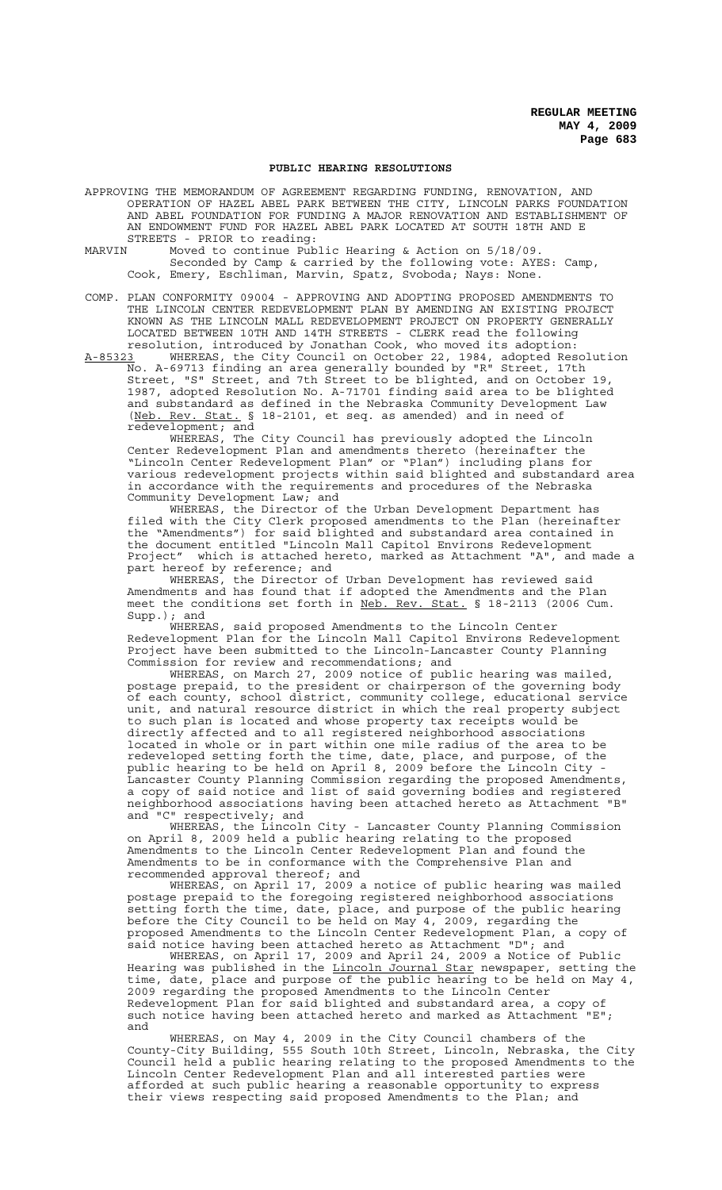**PUBLIC HEARING RESOLUTIONS**

APPROVING THE MEMORANDUM OF AGREEMENT REGARDING FUNDING, RENOVATION, AND OPERATION OF HAZEL ABEL PARK BETWEEN THE CITY, LINCOLN PARKS FOUNDATION AND ABEL FOUNDATION FOR FUNDING A MAJOR RENOVATION AND ESTABLISHMENT OF AN ENDOWMENT FUND FOR HAZEL ABEL PARK LOCATED AT SOUTH 18TH AND E STREETS - PRIOR to reading:

MARVIN Moved to continue Public Hearing & Action on 5/18/09.

Seconded by Camp & carried by the following vote: AYES: Camp, Cook, Emery, Eschliman, Marvin, Spatz, Svoboda; Nays: None.

COMP. PLAN CONFORMITY 09004 - APPROVING AND ADOPTING PROPOSED AMENDMENTS TO THE LINCOLN CENTER REDEVELOPMENT PLAN BY AMENDING AN EXISTING PROJECT KNOWN AS THE LINCOLN MALL REDEVELOPMENT PROJECT ON PROPERTY GENERALLY LOCATED BETWEEN 10TH AND 14TH STREETS - CLERK read the following resolution, introduced by Jonathan Cook, who moved its adoption:

A-85323 WHEREAS, the City Council on October 22, 1984, adopted Resolution No. A-69713 finding an area generally bounded by "R" Street, 17th Street, "S" Street, and 7th Street to be blighted, and on October 19, 1987, adopted Resolution No. A-71701 finding said area to be blighted and substandard as defined in the Nebraska Community Development Law (Neb. Rev. Stat. § 18-2101, et seq. as amended) and in need of redevelopment; and

WHEREAS, The City Council has previously adopted the Lincoln Center Redevelopment Plan and amendments thereto (hereinafter the "Lincoln Center Redevelopment Plan" or "Plan") including plans for various redevelopment projects within said blighted and substandard area in accordance with the requirements and procedures of the Nebraska Community Development Law; and

WHEREAS, the Director of the Urban Development Department has filed with the City Clerk proposed amendments to the Plan (hereinafter the "Amendments") for said blighted and substandard area contained in the document entitled "Lincoln Mall Capitol Environs Redevelopment Project" which is attached hereto, marked as Attachment "A", and made a part hereof by reference; and

WHEREAS, the Director of Urban Development has reviewed said Amendments and has found that if adopted the Amendments and the Plan meet the conditions set forth in Neb. Rev. Stat. § 18-2113 (2006 Cum. Supp.); and

WHEREAS, said proposed Amendments to the Lincoln Center Redevelopment Plan for the Lincoln Mall Capitol Environs Redevelopment Project have been submitted to the Lincoln-Lancaster County Planning Commission for review and recommendations; and

WHEREAS, on March 27, 2009 notice of public hearing was mailed, postage prepaid, to the president or chairperson of the governing body of each county, school district, community college, educational service unit, and natural resource district in which the real property subject to such plan is located and whose property tax receipts would be directly affected and to all registered neighborhood associations located in whole or in part within one mile radius of the area to be redeveloped setting forth the time, date, place, and purpose, of the public hearing to be held on April 8, 2009 before the Lincoln City - Lancaster County Planning Commission regarding the proposed Amendments, a copy of said notice and list of said governing bodies and registered neighborhood associations having been attached hereto as Attachment "B" and "C" respectively; and

WHEREAS, the Lincoln City - Lancaster County Planning Commission on April 8, 2009 held a public hearing relating to the proposed Amendments to the Lincoln Center Redevelopment Plan and found the Amendments to be in conformance with the Comprehensive Plan and recommended approval thereof; and

WHEREAS, on April 17, 2009 a notice of public hearing was mailed postage prepaid to the foregoing registered neighborhood associations setting forth the time, date, place, and purpose of the public hearing before the City Council to be held on May 4, 2009, regarding the proposed Amendments to the Lincoln Center Redevelopment Plan, a copy of said notice having been attached hereto as Attachment "D"; and

WHEREAS, on April 17, 2009 and April 24, 2009 a Notice of Public Hearing was published in the Lincoln Journal Star newspaper, setting the time, date, place and purpose of the public hearing to be held on May 4, 2009 regarding the proposed Amendments to the Lincoln Center Redevelopment Plan for said blighted and substandard area, a copy of such notice having been attached hereto and marked as Attachment "E"; and

WHEREAS, on May 4, 2009 in the City Council chambers of the County-City Building, 555 South 10th Street, Lincoln, Nebraska, the City Council held a public hearing relating to the proposed Amendments to the Lincoln Center Redevelopment Plan and all interested parties were afforded at such public hearing a reasonable opportunity to express their views respecting said proposed Amendments to the Plan; and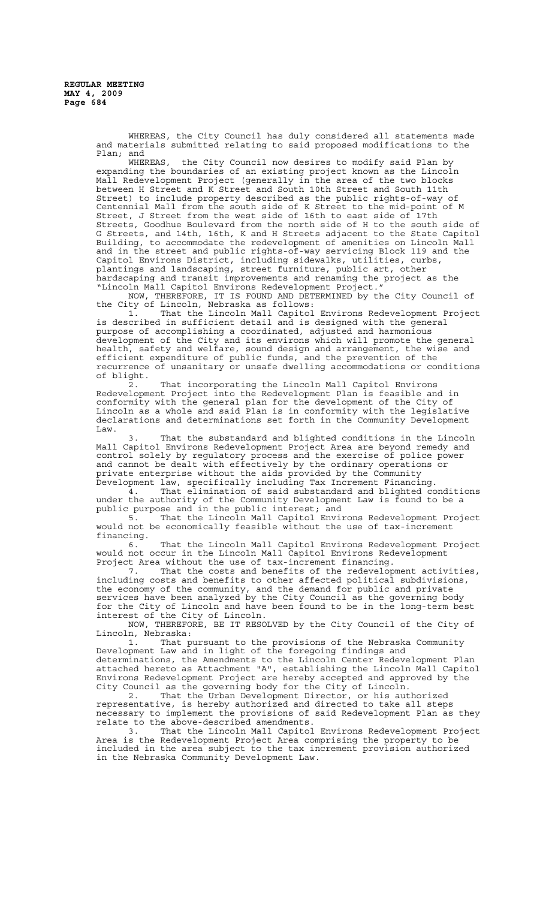WHEREAS, the City Council has duly considered all statements made and materials submitted relating to said proposed modifications to the Plan; and

WHEREAS, the City Council now desires to modify said Plan by expanding the boundaries of an existing project known as the Lincoln Mall Redevelopment Project (generally in the area of the two blocks between H Street and K Street and South 10th Street and South 11th Street) to include property described as the public rights-of-way of Centennial Mall from the south side of K Street to the mid-point of M Street, J Street from the west side of 16th to east side of 17th Streets, Goodhue Boulevard from the north side of H to the south side of G Streets, and 14th, 16th, K and H Streets adjacent to the State Capitol Building, to accommodate the redevelopment of amenities on Lincoln Mall and in the street and public rights-of-way servicing Block 119 and the Capitol Environs District, including sidewalks, utilities, curbs, plantings and landscaping, street furniture, public art, other hardscaping and transit improvements and renaming the project as the "Lincoln Mall Capitol Environs Redevelopment Project."

NOW, THEREFORE, IT IS FOUND AND DETERMINED by the City Council of the City of Lincoln, Nebraska as follows:

1. That the Lincoln Mall Capitol Environs Redevelopment Project is described in sufficient detail and is designed with the general purpose of accomplishing a coordinated, adjusted and harmonious development of the City and its environs which will promote the general health, safety and welfare, sound design and arrangement, the wise and efficient expenditure of public funds, and the prevention of the recurrence of unsanitary or unsafe dwelling accommodations or conditions of blight.

2. That incorporating the Lincoln Mall Capitol Environs Redevelopment Project into the Redevelopment Plan is feasible and in conformity with the general plan for the development of the City of Lincoln as a whole and said Plan is in conformity with the legislative declarations and determinations set forth in the Community Development Law.

3. That the substandard and blighted conditions in the Lincoln Mall Capitol Environs Redevelopment Project Area are beyond remedy and control solely by regulatory process and the exercise of police power and cannot be dealt with effectively by the ordinary operations or private enterprise without the aids provided by the Community Development law, specifically including Tax Increment Financing.

4. That elimination of said substandard and blighted conditions under the authority of the Community Development Law is found to be a public purpose and in the public interest; and

5. That the Lincoln Mall Capitol Environs Redevelopment Project would not be economically feasible without the use of tax-increment financing.

6. That the Lincoln Mall Capitol Environs Redevelopment Project would not occur in the Lincoln Mall Capitol Environs Redevelopment Project Area without the use of tax-increment financing.

7. That the costs and benefits of the redevelopment activities, including costs and benefits to other affected political subdivisions, the economy of the community, and the demand for public and private services have been analyzed by the City Council as the governing body for the City of Lincoln and have been found to be in the long-term best interest of the City of Lincoln.

NOW, THEREFORE, BE IT RESOLVED by the City Council of the City of Lincoln, Nebraska:

1. That pursuant to the provisions of the Nebraska Community Development Law and in light of the foregoing findings and determinations, the Amendments to the Lincoln Center Redevelopment Plan attached hereto as Attachment "A", establishing the Lincoln Mall Capitol Environs Redevelopment Project are hereby accepted and approved by the City Council as the governing body for the City of Lincoln.

2. That the Urban Development Director, or his authorized representative, is hereby authorized and directed to take all steps necessary to implement the provisions of said Redevelopment Plan as they relate to the above-described amendments.

3. That the Lincoln Mall Capitol Environs Redevelopment Project Area is the Redevelopment Project Area comprising the property to be included in the area subject to the tax increment provision authorized in the Nebraska Community Development Law.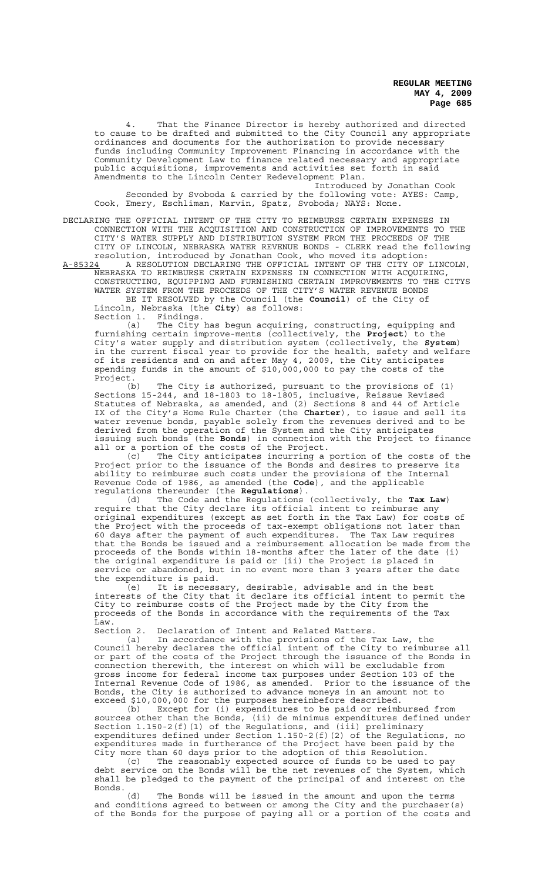4. That the Finance Director is hereby authorized and directed to cause to be drafted and submitted to the City Council any appropriate ordinances and documents for the authorization to provide necessary funds including Community Improvement Financing in accordance with the Community Development Law to finance related necessary and appropriate public acquisitions, improvements and activities set forth in said Amendments to the Lincoln Center Redevelopment Plan.

Introduced by Jonathan Cook

Seconded by Svoboda & carried by the following vote: AYES: Camp, Cook, Emery, Eschliman, Marvin, Spatz, Svoboda; NAYS: None.

DECLARING THE OFFICIAL INTENT OF THE CITY TO REIMBURSE CERTAIN EXPENSES IN CONNECTION WITH THE ACQUISITION AND CONSTRUCTION OF IMPROVEMENTS TO THE CITY'S WATER SUPPLY AND DISTRIBUTION SYSTEM FROM THE PROCEEDS OF THE CITY OF LINCOLN, NEBRASKA WATER REVENUE BONDS - CLERK read the following resolution, introduced by Jonathan Cook, who moved its adoption:

A-85324 A RESOLUTION DECLARING THE OFFICIAL INTENT OF THE CITY OF LINCOLN, NEBRASKA TO REIMBURSE CERTAIN EXPENSES IN CONNECTION WITH ACQUIRING, CONSTRUCTING, EQUIPPING AND FURNISHING CERTAIN IMPROVEMENTS TO THE CITYS WATER SYSTEM FROM THE PROCEEDS OF THE CITY'S WATER REVENUE BONDS

BE IT RESOLVED by the Council (the **Council**) of the City of Lincoln, Nebraska (the **City**) as follows:

Section 1. Findings.

(a) The City has begun acquiring, constructing, equipping and furnishing certain improve-ments (collectively, the **Project**) to the City's water supply and distribution system (collectively, the **System**) in the current fiscal year to provide for the health, safety and welfare of its residents and on and after May 4, 2009, the City anticipates spending funds in the amount of $10,000,000 to pay the costs of the Project.

(b) The City is authorized, pursuant to the provisions of (1) Sections 15-244, and 18-1803 to 18-1805, inclusive, Reissue Revised Statutes of Nebraska, as amended, and (2) Sections 8 and 44 of Article IX of the City's Home Rule Charter (the **Charter**), to issue and sell its water revenue bonds, payable solely from the revenues derived and to be derived from the operation of the System and the City anticipates issuing such bonds (the **Bonds**) in connection with the Project to finance all or a portion of the costs of the Project.

(c) The City anticipates incurring a portion of the costs of the Project prior to the issuance of the Bonds and desires to preserve its ability to reimburse such costs under the provisions of the Internal Revenue Code of 1986, as amended (the **Code**), and the applicable regulations thereunder (the **Regulations**).

(d) The Code and the Regulations (collectively, the **Tax Law**) require that the City declare its official intent to reimburse any original expenditures (except as set forth in the Tax Law) for costs of the Project with the proceeds of tax-exempt obligations not later than 60 days after the payment of such expenditures. The Tax Law requires that the Bonds be issued and a reimbursement allocation be made from the proceeds of the Bonds within 18-months after the later of the date (i) the original expenditure is paid or (ii) the Project is placed in service or abandoned, but in no event more than 3 years after the date the expenditure is paid.

(e) It is necessary, desirable, advisable and in the best interests of the City that it declare its official intent to permit the City to reimburse costs of the Project made by the City from the proceeds of the Bonds in accordance with the requirements of the Tax Law.

Section 2. Declaration of Intent and Related Matters.

(a) In accordance with the provisions of the Tax Law, the Council hereby declares the official intent of the City to reimburse all or part of the costs of the Project through the issuance of the Bonds in connection therewith, the interest on which will be excludable from gross income for federal income tax purposes under Section 103 of the Internal Revenue Code of 1986, as amended. Prior to the issuance of the Bonds, the City is authorized to advance moneys in an amount not to exceed $10,000,000 for the purposes hereinbefore described.

(b) Except for (i) expenditures to be paid or reimbursed from sources other than the Bonds, (ii) de minimus expenditures defined under Section 1.150-2(f)(1) of the Regulations, and (iii) preliminary expenditures defined under Section 1.150-2(f)(2) of the Regulations, no expenditures made in furtherance of the Project have been paid by the City more than 60 days prior to the adoption of this Resolution.

(c) The reasonably expected source of funds to be used to pay debt service on the Bonds will be the net revenues of the System, which shall be pledged to the payment of the principal of and interest on the Bonds.

(d) The Bonds will be issued in the amount and upon the terms and conditions agreed to between or among the City and the purchaser(s) of the Bonds for the purpose of paying all or a portion of the costs and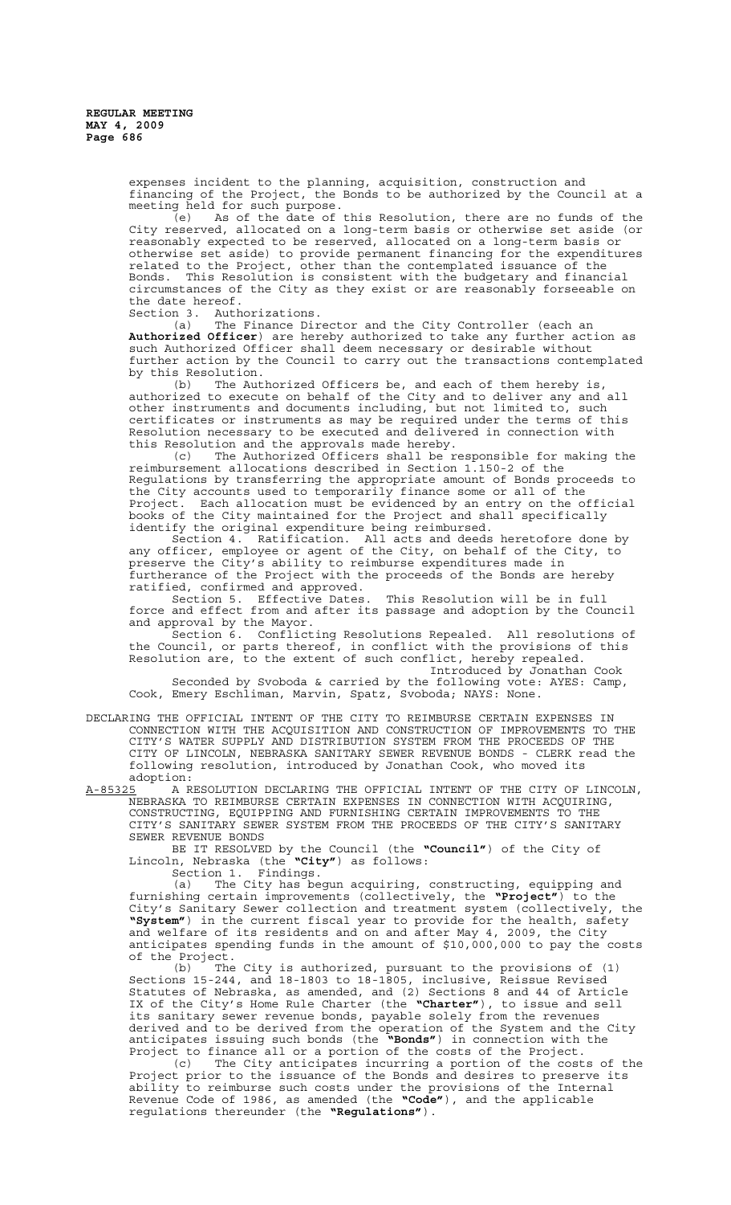expenses incident to the planning, acquisition, construction and financing of the Project, the Bonds to be authorized by the Council at a meeting held for such purpose.

(e) As of the date of this Resolution, there are no funds of the City reserved, allocated on a long-term basis or otherwise set aside (or reasonably expected to be reserved, allocated on a long-term basis or otherwise set aside) to provide permanent financing for the expenditures related to the Project, other than the contemplated issuance of the Bonds. This Resolution is consistent with the budgetary and financial circumstances of the City as they exist or are reasonably forseeable on the date hereof.

Section 3. Authorizations.

(a) The Finance Director and the City Controller (each an **Authorized Officer**) are hereby authorized to take any further action as such Authorized Officer shall deem necessary or desirable without further action by the Council to carry out the transactions contemplated by this Resolution.

(b) The Authorized Officers be, and each of them hereby is, authorized to execute on behalf of the City and to deliver any and all other instruments and documents including, but not limited to, such certificates or instruments as may be required under the terms of this Resolution necessary to be executed and delivered in connection with this Resolution and the approvals made hereby.

(c) The Authorized Officers shall be responsible for making the reimbursement allocations described in Section 1.150-2 of the Regulations by transferring the appropriate amount of Bonds proceeds to the City accounts used to temporarily finance some or all of the Project. Each allocation must be evidenced by an entry on the official books of the City maintained for the Project and shall specifically identify the original expenditure being reimbursed.

Section 4. Ratification. All acts and deeds heretofore done by any officer, employee or agent of the City, on behalf of the City, to preserve the City's ability to reimburse expenditures made in furtherance of the Project with the proceeds of the Bonds are hereby ratified, confirmed and approved.

Section 5. Effective Dates. This Resolution will be in full force and effect from and after its passage and adoption by the Council and approval by the Mayor.

Section 6. Conflicting Resolutions Repealed. All resolutions of the Council, or parts thereof, in conflict with the provisions of this Resolution are, to the extent of such conflict, hereby repealed.

Introduced by Jonathan Cook

Seconded by Svoboda & carried by the following vote: AYES: Camp, Cook, Emery Eschliman, Marvin, Spatz, Svoboda; NAYS: None.

DECLARING THE OFFICIAL INTENT OF THE CITY TO REIMBURSE CERTAIN EXPENSES IN CONNECTION WITH THE ACQUISITION AND CONSTRUCTION OF IMPROVEMENTS TO THE CITY'S WATER SUPPLY AND DISTRIBUTION SYSTEM FROM THE PROCEEDS OF THE CITY OF LINCOLN, NEBRASKA SANITARY SEWER REVENUE BONDS - CLERK read the following resolution, introduced by Jonathan Cook, who moved its adoption:

A-85325 A RESOLUTION DECLARING THE OFFICIAL INTENT OF THE CITY OF LINCOLN, NEBRASKA TO REIMBURSE CERTAIN EXPENSES IN CONNECTION WITH ACQUIRING, CONSTRUCTING, EQUIPPING AND FURNISHING CERTAIN IMPROVEMENTS TO THE CITY'S SANITARY SEWER SYSTEM FROM THE PROCEEDS OF THE CITY'S SANITARY SEWER REVENUE BONDS

BE IT RESOLVED by the Council (the **"Council"**) of the City of Lincoln, Nebraska (the **"City"**) as follows:

Section 1. Findings.

(a) The City has begun acquiring, constructing, equipping and furnishing certain improvements (collectively, the **"Project"**) to the City's Sanitary Sewer collection and treatment system (collectively, the **"System"**) in the current fiscal year to provide for the health, safety and welfare of its residents and on and after May 4, 2009, the City anticipates spending funds in the amount of $10,000,000 to pay the costs of the Project.

(b) The City is authorized, pursuant to the provisions of (1) Sections 15-244, and 18-1803 to 18-1805, inclusive, Reissue Revised Statutes of Nebraska, as amended, and (2) Sections 8 and 44 of Article IX of the City's Home Rule Charter (the **"Charter"**), to issue and sell its sanitary sewer revenue bonds, payable solely from the revenues derived and to be derived from the operation of the System and the City anticipates issuing such bonds (the **"Bonds"**) in connection with the Project to finance all or a portion of the costs of the Project.

(c) The City anticipates incurring a portion of the costs of the Project prior to the issuance of the Bonds and desires to preserve its ability to reimburse such costs under the provisions of the Internal Revenue Code of 1986, as amended (the **"Code"**), and the applicable regulations thereunder (the **"Regulations"**).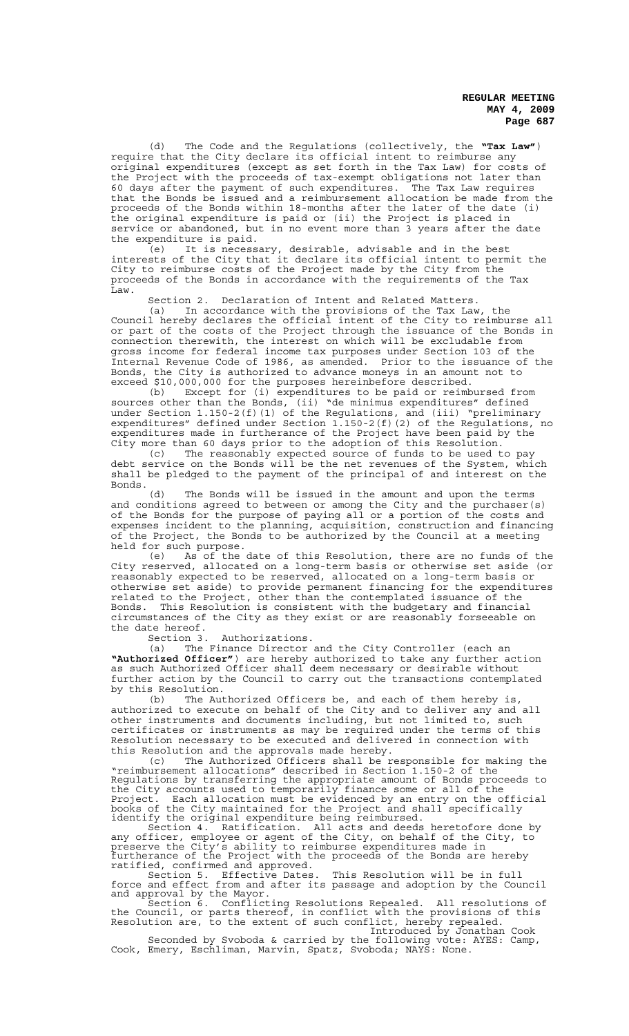(d) The Code and the Regulations (collectively, the **"Tax Law"**) require that the City declare its official intent to reimburse any original expenditures (except as set forth in the Tax Law) for costs of the Project with the proceeds of tax-exempt obligations not later than 60 days after the payment of such expenditures. The Tax Law requires that the Bonds be issued and a reimbursement allocation be made from the proceeds of the Bonds within 18-months after the later of the date (i) the original expenditure is paid or (ii) the Project is placed in service or abandoned, but in no event more than 3 years after the date the expenditure is paid.

(e) It is necessary, desirable, advisable and in the best interests of the City that it declare its official intent to permit the City to reimburse costs of the Project made by the City from the proceeds of the Bonds in accordance with the requirements of the Tax Law.

Section 2. Declaration of Intent and Related Matters.

(a) In accordance with the provisions of the Tax Law, the Council hereby declares the official intent of the City to reimburse all or part of the costs of the Project through the issuance of the Bonds in connection therewith, the interest on which will be excludable from gross income for federal income tax purposes under Section 103 of the Internal Revenue Code of 1986, as amended. Prior to the issuance of the Bonds, the City is authorized to advance moneys in an amount not to exceed $10,000,000 for the purposes hereinbefore described.

(b) Except for (i) expenditures to be paid or reimbursed from sources other than the Bonds, (ii) "de minimus expenditures" defined under Section 1.150-2(f)(1) of the Regulations, and (iii) "preliminary expenditures" defined under Section 1.150-2(f)(2) of the Regulations, no expenditures made in furtherance of the Project have been paid by the City more than 60 days prior to the adoption of this Resolution.

(c) The reasonably expected source of funds to be used to pay debt service on the Bonds will be the net revenues of the System, which shall be pledged to the payment of the principal of and interest on the Bonds.

(d) The Bonds will be issued in the amount and upon the terms and conditions agreed to between or among the City and the purchaser(s) of the Bonds for the purpose of paying all or a portion of the costs and expenses incident to the planning, acquisition, construction and financing of the Project, the Bonds to be authorized by the Council at a meeting held for such purpose.

(e) As of the date of this Resolution, there are no funds of the City reserved, allocated on a long-term basis or otherwise set aside (or reasonably expected to be reserved, allocated on a long-term basis or otherwise set aside) to provide permanent financing for the expenditures related to the Project, other than the contemplated issuance of the Bonds. This Resolution is consistent with the budgetary and financial circumstances of the City as they exist or are reasonably forseeable on the date hereof.

Section 3. Authorizations.

(a) The Finance Director and the City Controller (each an **"Authorized Officer"**) are hereby authorized to take any further action as such Authorized Officer shall deem necessary or desirable without further action by the Council to carry out the transactions contemplated by this Resolution.

(b) The Authorized Officers are, and each of them hereby is, authorized to execute on behalf of the City and to deliver any and all other instruments and documents including, but not limited to, such certificates or instruments as may be required under the terms of this Resolution necessary to be executed and delivered in connection with this Resolution and the approvals made hereby.

(c) The Authorized Officers shall be responsible for making the "reimbursement allocations" described in Section 1.150-2 of the Regulations by transferring the appropriate amount of Bonds proceeds to the City accounts used to temporarily finance some or all of the Project. Each allocation must be evidenced by an entry on the official books of the City maintained for the Project and shall specifically identify the original expenditure being reimbursed.

Section 4. Ratification. All acts and deeds heretofore done by any officer, employee or agent of the City, on behalf of the City, to preserve the City's ability to reimburse expenditures made in furtherance of the Project with the proceeds of the Bonds are hereby ratified, confirmed and approved.

Section 5. Effective Dates. This Resolution will be in full force and effect from and after its passage and adoption by the Council and approval by the Mayor.

Section 6. Conflicting Resolutions Repealed. All resolutions of the Council, or parts thereof, in conflict with the provisions of this Resolution are, to the extent of such conflict, hereby repealed.

Introduced by Jonathan Cook

Seconded by Svoboda & carried by the following vote: AYES: Camp, Cook, Emery, Eschliman, Marvin, Spatz, Svoboda; NAYS: None.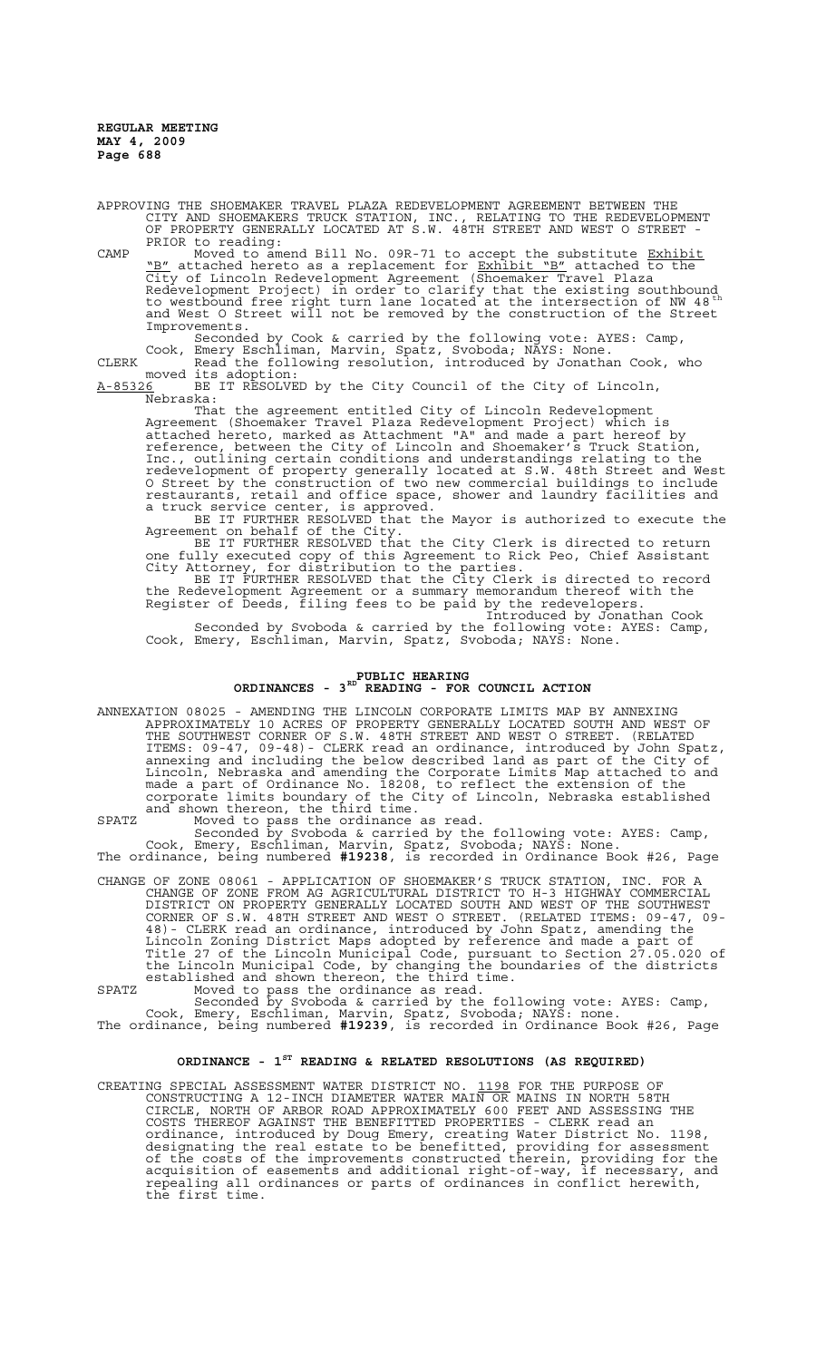APPROVING THE SHOEMAKER TRAVEL PLAZA REDEVELOPMENT AGREEMENT BETWEEN THE CITY AND SHOEMAKERS TRUCK STATION, INC., RELATING TO THE REDEVELOPMENT OF PROPERTY GENERALLY LOCATED AT S.W. 48TH STREET AND WEST O STREET - PRIOR to reading:

CAMP Moved to amend Bill No. 09R-71 to accept the substitute Exhibit "B" attached hereto as a replacement for Exhibit "B" attached to the City of Lincoln Redevelopment Agreement (Shoemaker Travel Plaza Redevelopment Project) in order to clarify that the existing southbound to westbound free right turn lane located at the intersection of NW 48th and West O Street will not be removed by the construction of the Street Improvements.

Seconded by Cook & carried by the following vote: AYES: Camp, Cook, Emery Eschliman, Marvin, Spatz, Svoboda; NAYS: None.

CLERK Read the following resolution, introduced by Jonathan Cook, who moved its adoption:

A-85326 BE IT RESOLVED by the City Council of the City of Lincoln, Nebraska:

That the agreement entitled City of Lincoln Redevelopment Agreement (Shoemaker Travel Plaza Redevelopment Project) which is attached hereto, marked as Attachment "A" and made a part hereof by reference, between the City of Lincoln and Shoemaker's Truck Station, Inc., outlining certain conditions and understandings relating to the redevelopment of property generally located at S.W. 48th Street and West O Street by the construction of two new commercial buildings to include restaurants, retail and office space, shower and laundry facilities and a truck service center, is approved.

BE IT FURTHER RESOLVED that the Mayor is authorized to execute the Agreement on behalf of the City.

BE IT FURTHER RESOLVED that the City Clerk is directed to return one fully executed copy of this Agreement to Rick Peo, Chief Assistant City Attorney, for distribution to the parties.

BE IT FURTHER RESOLVED that the City Clerk is directed to record the Redevelopment Agreement or a summary memorandum thereof with the Register of Deeds, filing fees to be paid by the redevelopers.

Introduced by Jonathan Cook

Seconded by Svoboda & carried by the following vote: AYES: Camp, Cook, Emery, Eschliman, Marvin, Spatz, Svoboda; NAYS: None.

## PUBLIC HEARING
## ORDINANCES - 3RD READING - FOR COUNCIL ACTION

ANNEXATION 08025 - AMENDING THE LINCOLN CORPORATE LIMITS MAP BY ANNEXING APPROXIMATELY 10 ACRES OF PROPERTY GENERALLY LOCATED SOUTH AND WEST OF THE SOUTHWEST CORNER OF S.W. 48TH STREET AND WEST O STREET. (RELATED ITEMS: 09-47, 09-48)- CLERK read an ordinance, introduced by John Spatz, annexing and including the below described land as part of the City of Lincoln, Nebraska and amending the Corporate Limits Map attached to and made a part of Ordinance No. 18208, to reflect the extension of the corporate limits boundary of the City of Lincoln, Nebraska established and shown thereon, the third time.

SPATZ Moved to pass the ordinance as read.

Seconded by Svoboda & carried by the following vote: AYES: Camp, Cook, Emery, Eschliman, Marvin, Spatz, Svoboda; NAYS: None.

The ordinance, being numbered **#19238**, is recorded in Ordinance Book #26, Page

CHANGE OF ZONE 08061 - APPLICATION OF SHOEMAKER'S TRUCK STATION, INC. FOR A CHANGE OF ZONE FROM AG AGRICULTURAL DISTRICT TO H-3 HIGHWAY COMMERCIAL DISTRICT ON PROPERTY GENERALLY LOCATED SOUTH AND WEST OF THE SOUTHWEST CORNER OF S.W. 48TH STREET AND WEST O STREET. (RELATED ITEMS: 09-47, 09-48)- CLERK read an ordinance, introduced by John Spatz, amending the Lincoln Zoning District Maps adopted by reference and made a part of Title 27 of the Lincoln Municipal Code, pursuant to Section 27.05.020 of the Lincoln Municipal Code, by changing the boundaries of the districts established and shown thereon, the third time.

SPATZ Moved to pass the ordinance as read.

Seconded by Svoboda & carried by the following vote: AYES: Camp, Cook, Emery, Eschliman, Marvin, Spatz, Svoboda; NAYS: none.

The ordinance, being numbered **#19239**, is recorded in Ordinance Book #26, Page

## ORDINANCE - 1ST READING & RELATED RESOLUTIONS (AS REQUIRED)

CREATING SPECIAL ASSESSMENT WATER DISTRICT NO. 1198 FOR THE PURPOSE OF CONSTRUCTING A 12-INCH DIAMETER WATER MAIN OR MAINS IN NORTH 58TH CIRCLE, NORTH OF ARBOR ROAD APPROXIMATELY 600 FEET AND ASSESSING THE COSTS THEREOF AGAINST THE BENEFITTED PROPERTIES - CLERK read an ordinance, introduced by Doug Emery, creating Water District No. 1198, designating the real estate to be benefitted, providing for assessment of the costs of the improvements constructed therein, providing for the acquisition of easements and additional right-of-way, if necessary, and repealing all ordinances or parts of ordinances in conflict herewith, the first time.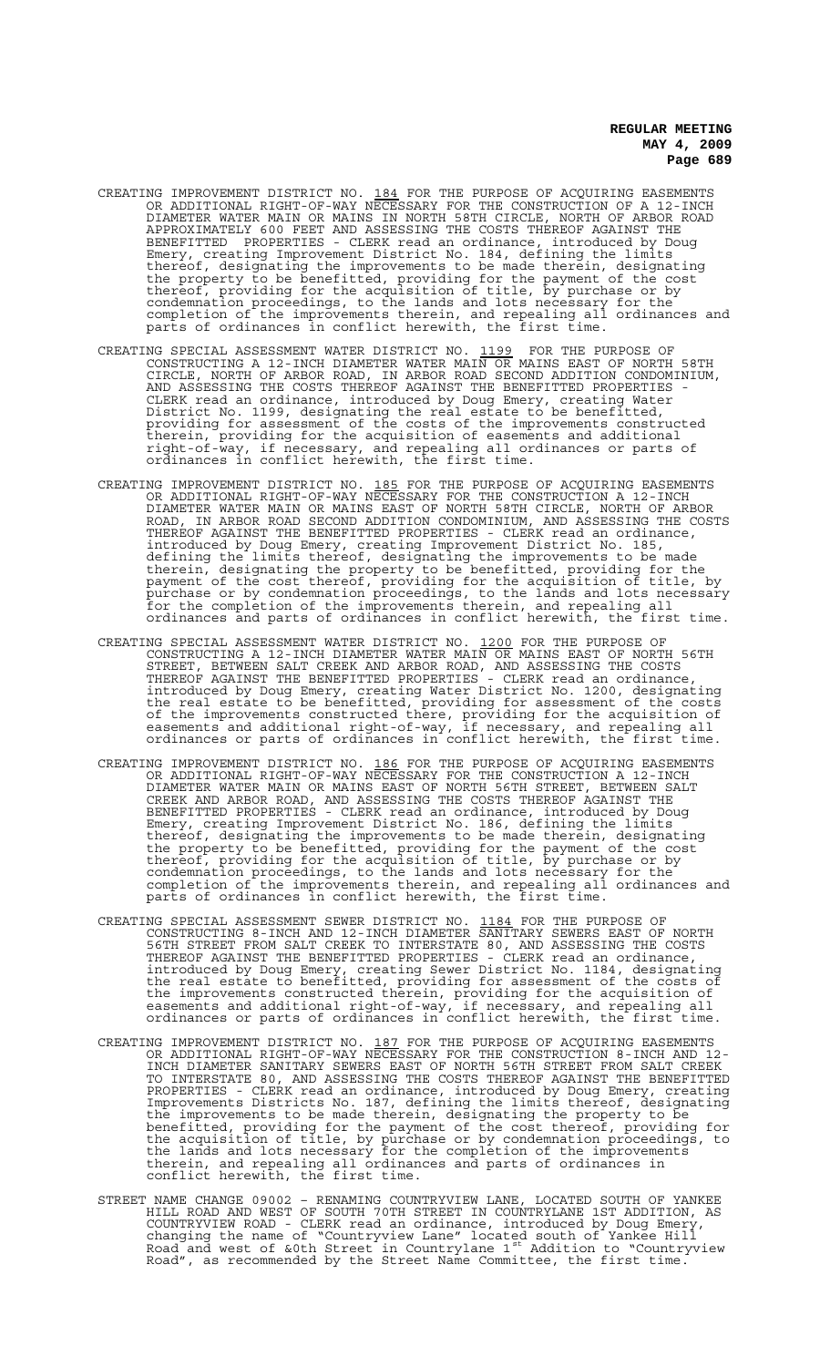CREATING IMPROVEMENT DISTRICT NO. 184 FOR THE PURPOSE OF ACQUIRING EASEMENTS OR ADDITIONAL RIGHT-OF-WAY NECESSARY FOR THE CONSTRUCTION OF A 12-INCH DIAMETER WATER MAIN OR MAINS IN NORTH 58TH CIRCLE, NORTH OF ARBOR ROAD APPROXIMATELY 600 FEET AND ASSESSING THE COSTS THEREOF AGAINST THE BENEFITTED PROPERTIES - CLERK read an ordinance, introduced by Doug Emery, creating Improvement District No. 184, defining the limits thereof, designating the improvements to be made therein, designating the property to be benefitted, providing for the payment of the cost thereof, providing for the acquisition of title, by purchase or by condemnation proceedings, to the lands and lots necessary for the completion of the improvements therein, and repealing all ordinances and parts of ordinances in conflict herewith, the first time.

CREATING SPECIAL ASSESSMENT WATER DISTRICT NO. 1199 FOR THE PURPOSE OF CONSTRUCTING A 12-INCH DIAMETER WATER MAIN OR MAINS EAST OF NORTH 58TH CIRCLE, NORTH OF ARBOR ROAD, IN ARBOR ROAD SECOND ADDITION CONDOMINIUM, AND ASSESSING THE COSTS THEREOF AGAINST THE BENEFITTED PROPERTIES - CLERK read an ordinance, introduced by Doug Emery, creating Water District No. 1199, designating the real estate to be benefitted, providing for assessment of the costs of the improvements constructed therein, providing for the acquisition of easements and additional right-of-way, if necessary, and repealing all ordinances or parts of ordinances in conflict herewith, the first time.

CREATING IMPROVEMENT DISTRICT NO. 185 FOR THE PURPOSE OF ACQUIRING EASEMENTS OR ADDITIONAL RIGHT-OF-WAY NECESSARY FOR THE CONSTRUCTION A 12-INCH DIAMETER WATER MAIN OR MAINS EAST OF NORTH 58TH CIRCLE, NORTH OF ARBOR ROAD, IN ARBOR ROAD SECOND ADDITION CONDOMINIUM, AND ASSESSING THE COSTS THEREOF AGAINST THE BENEFITTED PROPERTIES - CLERK read an ordinance, introduced by Doug Emery, creating Improvement District No. 185, defining the limits thereof, designating the improvements to be made therein, designating the property to be benefitted, providing for the payment of the cost thereof, providing for the acquisition of title, by purchase or by condemnation proceedings, to the lands and lots necessary for the completion of the improvements therein, and repealing all ordinances and parts of ordinances in conflict herewith, the first time.

CREATING SPECIAL ASSESSMENT WATER DISTRICT NO. 1200 FOR THE PURPOSE OF CONSTRUCTING A 12-INCH DIAMETER WATER MAIN OR MAINS EAST OF NORTH 56TH STREET, BETWEEN SALT CREEK AND ARBOR ROAD, AND ASSESSING THE COSTS THEREOF AGAINST THE BENEFITTED PROPERTIES - CLERK read an ordinance, introduced by Doug Emery, creating Water District No. 1200, designating the real estate to be benefitted, providing for assessment of the costs of the improvements constructed there, providing for the acquisition of easements and additional right-of-way, if necessary, and repealing all ordinances or parts of ordinances in conflict herewith, the first time.

CREATING IMPROVEMENT DISTRICT NO. 186 FOR THE PURPOSE OF ACQUIRING EASEMENTS OR ADDITIONAL RIGHT-OF-WAY NECESSARY FOR THE CONSTRUCTION A 12-INCH DIAMETER WATER MAIN OR MAINS EAST OF NORTH 56TH STREET, BETWEEN SALT CREEK AND ARBOR ROAD, AND ASSESSING THE COSTS THEREOF AGAINST THE BENEFITTED PROPERTIES - CLERK read an ordinance, introduced by Doug Emery, creating Improvement District No. 186, defining the limits thereof, designating the improvements to be made therein, designating the property to be benefitted, providing for the payment of the cost thereof, providing for the acquisition of title, by purchase or by condemnation proceedings, to the lands and lots necessary for the completion of the improvements therein, and repealing all ordinances and parts of ordinances in conflict herewith, the first time.

CREATING SPECIAL ASSESSMENT SEWER DISTRICT NO. 1184 FOR THE PURPOSE OF CONSTRUCTING 8-INCH AND 12-INCH DIAMETER SANITARY SEWERS EAST OF NORTH 56TH STREET FROM SALT CREEK TO INTERSTATE 80, AND ASSESSING THE COSTS THEREOF AGAINST THE BENEFITTED PROPERTIES - CLERK read an ordinance, introduced by Doug Emery, creating Sewer District No. 1184, designating the real estate to be benefitted, providing for assessment of the costs of the improvements constructed therein, providing for the acquisition of easements and additional right-of-way, if necessary, and repealing all ordinances or parts of ordinances in conflict herewith, the first time.

CREATING IMPROVEMENT DISTRICT NO. 187 FOR THE PURPOSE OF ACQUIRING EASEMENTS OR ADDITIONAL RIGHT-OF-WAY NECESSARY FOR THE CONSTRUCTION 8-INCH AND 12-INCH DIAMETER SANITARY SEWERS EAST OF NORTH 56TH STREET FROM SALT CREEK TO INTERSTATE 80, AND ASSESSING THE COSTS THEREOF AGAINST THE BENEFITTED PROPERTIES - CLERK read an ordinance, introduced by Doug Emery, creating Improvements Districts No. 187, defining the limits thereof, designating the improvements to be made therein, designating the property to be benefitted, providing for the payment of the cost thereof, providing for the acquisition of title, by purchase or by condemnation proceedings, to the lands and lots necessary for the completion of the improvements therein, and repealing all ordinances and parts of ordinances in conflict herewith, the first time.

STREET NAME CHANGE 09002 – RENAMING COUNTRYVIEW LANE, LOCATED SOUTH OF YANKEE HILL ROAD AND WEST OF SOUTH 70TH STREET IN COUNTRYLANE 1ST ADDITION, AS COUNTRYVIEW ROAD - CLERK read an ordinance, introduced by Doug Emery, changing the name of "Countryview Lane" located south of Yankee Hill Road and west of &0th Street in Countrylane 1st Addition to "Countryview Road", as recommended by the Street Name Committee, the first time.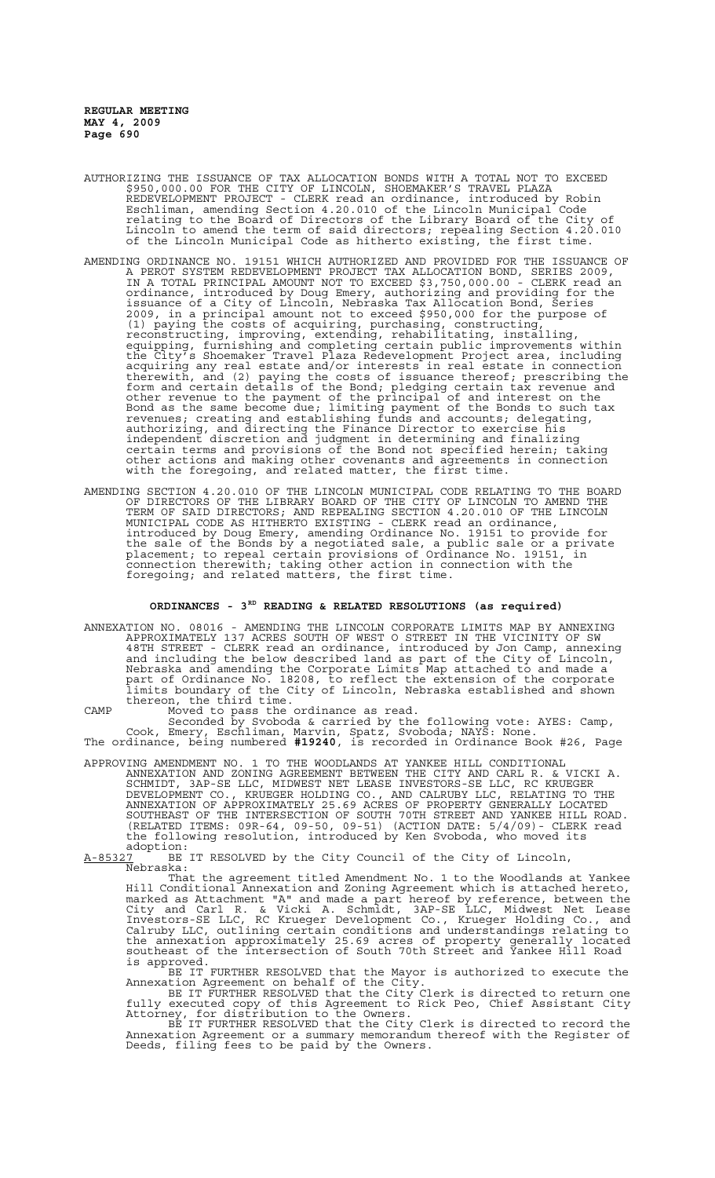AUTHORIZING THE ISSUANCE OF TAX ALLOCATION BONDS WITH A TOTAL NOT TO EXCEED $950,000.00 FOR THE CITY OF LINCOLN, SHOEMAKER'S TRAVEL PLAZA REDEVELOPMENT PROJECT - CLERK read an ordinance, introduced by Robin Eschliman, amending Section 4.20.010 of the Lincoln Municipal Code relating to the Board of Directors of the Library Board of the City of Lincoln to amend the term of said directors; repealing Section 4.20.010 of the Lincoln Municipal Code as hitherto existing, the first time.

AMENDING ORDINANCE NO. 19151 WHICH AUTHORIZED AND PROVIDED FOR THE ISSUANCE OF A PEROT SYSTEM REDEVELOPMENT PROJECT TAX ALLOCATION BOND, SERIES 2009, IN A TOTAL PRINCIPAL AMOUNT NOT TO EXCEED $3,750,000.00 - CLERK read an ordinance, introduced by Doug Emery, authorizing and providing for the issuance of a City of Lincoln, Nebraska Tax Allocation Bond, Series 2009, in a principal amount not to exceed $950,000 for the purpose of (1) paying the costs of acquiring, purchasing, constructing, reconstructing, improving, extending, rehabilitating, installing, equipping, furnishing and completing certain public improvements within the City's Shoemaker Travel Plaza Redevelopment Project area, including acquiring any real estate and/or interests in real estate in connection therewith, and (2) paying the costs of issuance thereof; prescribing the form and certain details of the Bond; pledging certain tax revenue and other revenue to the payment of the principal of and interest on the Bond as the same become due; limiting payment of the Bonds to such tax revenues; creating and establishing funds and accounts; delegating, authorizing, and directing the Finance Director to exercise his independent discretion and judgment in determining and finalizing certain terms and provisions of the Bond not specified herein; taking other actions and making other covenants and agreements in connection with the foregoing, and related matter, the first time.

AMENDING SECTION 4.20.010 OF THE LINCOLN MUNICIPAL CODE RELATING TO THE BOARD OF DIRECTORS OF THE LIBRARY BOARD OF THE CITY OF LINCOLN TO AMEND THE TERM OF SAID DIRECTORS; AND REPEALING SECTION 4.20.010 OF THE LINCOLN MUNICIPAL CODE AS HITHERTO EXISTING - CLERK read an ordinance, introduced by Doug Emery, amending Ordinance No. 19151 to provide for the sale of the Bonds by a negotiated sale, a public sale or a private placement; to repeal certain provisions of Ordinance No. 19151, in connection therewith; taking other action in connection with the foregoing; and related matters, the first time.

## ORDINANCES - 3RD READING & RELATED RESOLUTIONS (as required)

ANNEXATION NO. 08016 - AMENDING THE LINCOLN CORPORATE LIMITS MAP BY ANNEXING APPROXIMATELY 137 ACRES SOUTH OF WEST O STREET IN THE VICINITY OF SW 48TH STREET - CLERK read an ordinance, introduced by Jon Camp, annexing and including the below described land as part of the City of Lincoln, Nebraska and amending the Corporate Limits Map attached to and made a part of Ordinance No. 18208, to reflect the extension of the corporate limits boundary of the City of Lincoln, Nebraska established and shown thereon, the third time.

CAMP Moved to pass the ordinance as read.

Seconded by Svoboda & carried by the following vote: AYES: Camp, Cook, Emery, Eschliman, Marvin, Spatz, Svoboda; NAYS: None.

The ordinance, being numbered **#19240**, is recorded in Ordinance Book #26, Page

APPROVING AMENDMENT NO. 1 TO THE WOODLANDS AT YANKEE HILL CONDITIONAL ANNEXATION AND ZONING AGREEMENT BETWEEN THE CITY AND CARL R. & VICKI A. SCHMIDT, 3AP-SE LLC, MIDWEST NET LEASE INVESTORS-SE LLC, RC KRUEGER DEVELOPMENT CO., KRUEGER HOLDING CO., AND CALRUBY LLC, RELATING TO THE ANNEXATION OF APPROXIMATELY 25.69 ACRES OF PROPERTY GENERALLY LOCATED SOUTHEAST OF THE INTERSECTION OF SOUTH 70TH STREET AND YANKEE HILL ROAD. (RELATED ITEMS: 09R-64, 09-50, 09-51) (ACTION DATE: 5/4/09)- CLERK read the following resolution, introduced by Ken Svoboda, who moved its adoption:

A-85327 BE IT RESOLVED by the City Council of the City of Lincoln, Nebraska:

That the agreement titled Amendment No. 1 to the Woodlands at Yankee Hill Conditional Annexation and Zoning Agreement which is attached hereto, marked as Attachment "A" and made a part hereof by reference, between the City and Carl R. & Vicki A. Schmidt, 3AP-SE LLC, Midwest Net Lease Investors-SE LLC, RC Krueger Development Co., Krueger Holding Co., and Calruby LLC, outlining certain conditions and understandings relating to the annexation approximately 25.69 acres of property generally located southeast of the intersection of South 70th Street and Yankee Hill Road is approved.

BE IT FURTHER RESOLVED that the Mayor is authorized to execute the Annexation Agreement on behalf of the City.

BE IT FURTHER RESOLVED that the City Clerk is directed to return one fully executed copy of this Agreement to Rick Peo, Chief Assistant City Attorney, for distribution to the Owners.

BE IT FURTHER RESOLVED that the City Clerk is directed to record the Annexation Agreement or a summary memorandum thereof with the Register of Deeds, filing fees to be paid by the Owners.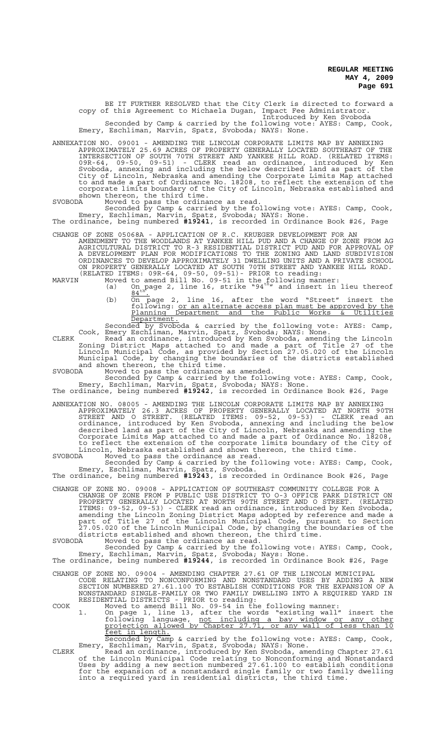BE IT FURTHER RESOLVED that the City Clerk is directed to forward a copy of this Agreement to Michaela Dugan, Impact Fee Administrator.

Introduced by Ken Svoboda

Seconded by Camp & carried by the following vote: AYES: Camp, Cook, Emery, Eschliman, Marvin, Spatz, Svoboda; NAYS: None.

ANNEXATION NO. 09001 - AMENDING THE LINCOLN CORPORATE LIMITS MAP BY ANNEXING APPROXIMATELY 25.69 ACRES OF PROPERTY GENERALLY LOCATED SOUTHEAST OF THE INTERSECTION OF SOUTH 70TH STREET AND YANKEE HILL ROAD. (RELATED ITEMS: 09R-64, 09-50, 09-51) - CLERK read an ordinance, introduced by Ken Svoboda, annexing and including the below described land as part of the City of Lincoln, Nebraska and amending the Corporate Limits Map attached to and made a part of Ordinance No. 18208, to reflect the extension of the corporate limits boundary of the City of Lincoln, Nebraska established and shown thereon, the third time.

SVOBODA Moved to pass the ordinance as read.

Seconded by Camp & carried by the following vote: AYES: Camp, Cook, Emery, Eschliman, Marvin, Spatz, Svoboda; NAYS: None.

The ordinance, being numbered **#19241**, is recorded in Ordinance Book #26, Page

CHANGE OF ZONE 05068A - APPLICATION OF R.C. KRUEGER DEVELOPMENT FOR AN AMENDMENT TO THE WOODLANDS AT YANKEE HILL PUD AND A CHANGE OF ZONE FROM AG AGRICULTURAL DISTRICT TO R-3 RESIDENTIAL DISTRICT PUD AND FOR APPROVAL OF A DEVELOPMENT PLAN FOR MODIFICATIONS TO THE ZONING AND LAND SUBDIVISION ORDINANCES TO DEVELOP APPROXIMATELY 31 DWELLING UNITS AND A PRIVATE SCHOOL ON PROPERTY GENERALLY LOCATED AT SOUTH 70TH STREET AND YANKEE HILL ROAD. (RELATED ITEMS: 09R-64, 09-50, 09-51)- PRIOR to reading:

MARVIN Moved to amend Bill No. 09-51 in the following manner:

(a) On page 2, line 16, strike "94th" and insert in lieu thereof 84th.

(b) On page 2, line 16, after the word "Street" insert the following: or an alternate access plan must be approved by the Planning Department and the Public Works & Utilities Department.

Seconded by Svoboda & carried by the following vote: AYES: Camp, Cook, Emery Eschliman, Marvin, Spatz, Svoboda; NAYS: None.

CLERK Read an ordinance, introduced by Ken Svoboda, amending the Lincoln Zoning District Maps attached to and made a part of Title 27 of the Lincoln Municipal Code, as provided by Section 27.05.020 of the Lincoln Municipal Code, by changing the boundaries of the districts established and shown thereon, the third time.

SVOBODA Moved to pass the ordinance as amended.

Seconded by Camp & carried by the following vote: AYES: Camp, Cook, Emery, Eschliman, Marvin, Spatz, Svoboda; NAYS: None.

The ordinance, being numbered **#19242**, is recorded in Ordinance Book #26, Page

ANNEXATION NO. 08005 - AMENDING THE LINCOLN CORPORATE LIMITS MAP BY ANNEXING APPROXIMATELY 26.3 ACRES OF PROPERTY GENERALLY LOCATED AT NORTH 90TH STREET AND O STREET. (RELATED ITEMS: 09-52, 09-53) - CLERK read an ordinance, introduced by Ken Svoboda, annexing and including the below described land as part of the City of Lincoln, Nebraska and amending the Corporate Limits Map attached to and made a part of Ordinance No. 18208, to reflect the extension of the corporate limits boundary of the City of Lincoln, Nebraska established and shown thereon, the third time.

SVOBODA Moved to pass the ordinance as read.

Seconded by Camp & carried by the following vote: AYES: Camp, Cook, Emery, Eschliman, Marvin, Spatz, Svoboda.

The ordinance, being numbered **#19243**, is recorded in Ordinance Book #26, Page

CHANGE OF ZONE NO. 09008 - APPLICATION OF SOUTHEAST COMMUNITY COLLEGE FOR A CHANGE OF ZONE FROM P PUBLIC USE DISTRICT TO O-3 OFFICE PARK DISTRICT ON PROPERTY GENERALLY LOCATED AT NORTH 90TH STREET AND O STREET. (RELATED ITEMS: 09-52, 09-53) - CLERK read an ordinance, introduced by Ken Svoboda, amending the Lincoln Zoning District Maps adopted by reference and made a part of Title 27 of the Lincoln Municipal Code, pursuant to Section 27.05.020 of the Lincoln Municipal Code, by changing the boundaries of the districts established and shown thereon, the third time.

SVOBODA Moved to pass the ordinance as read.

Seconded by Camp & carried by the following vote: AYES: Camp, Cook, Emery, Eschliman, Marvin, Spatz, Svoboda; Nays: None.

The ordinance, being numbered **#19244**, is recorded in Ordinance Book #26, Page

CHANGE OF ZONE NO. 09004 - AMENDING CHAPTER 27.61 OF THE LINCOLN MUNICIPAL CODE RELATING TO NONCONFORMING AND NONSTANDARD USES BY ADDING A NEW SECTION NUMBERED 27.61.100 TO ESTABLISH CONDITIONS FOR THE EXPANSION OF A NONSTANDARD SINGLE-FAMILY OR TWO FAMILY DWELLING INTO A REQUIRED YARD IN RESIDENTIAL DISTRICTS - PRIOR to reading:

COOK Moved to amend Bill No. 09-54 in the following manner:

1. On page 1, line 13, after the words "existing wall" insert the following language, not including a bay window or any other projection allowed by Chapter 27.71, or any wall of less than 10 feet in length.

Seconded by Camp & carried by the following vote: AYES: Camp, Cook, Emery, Eschliman, Marvin, Spatz, Svoboda; NAYS: None.

CLERK Read an ordinance, introduced by Ken Svoboda, amending Chapter 27.61 of the Lincoln Municipal Code relating to Nonconforming and Nonstandard Uses by adding a new section numbered 27.61.100 to establish conditions for the expansion of a nonstandard single family or two family dwelling into a required yard in residential districts, the third time.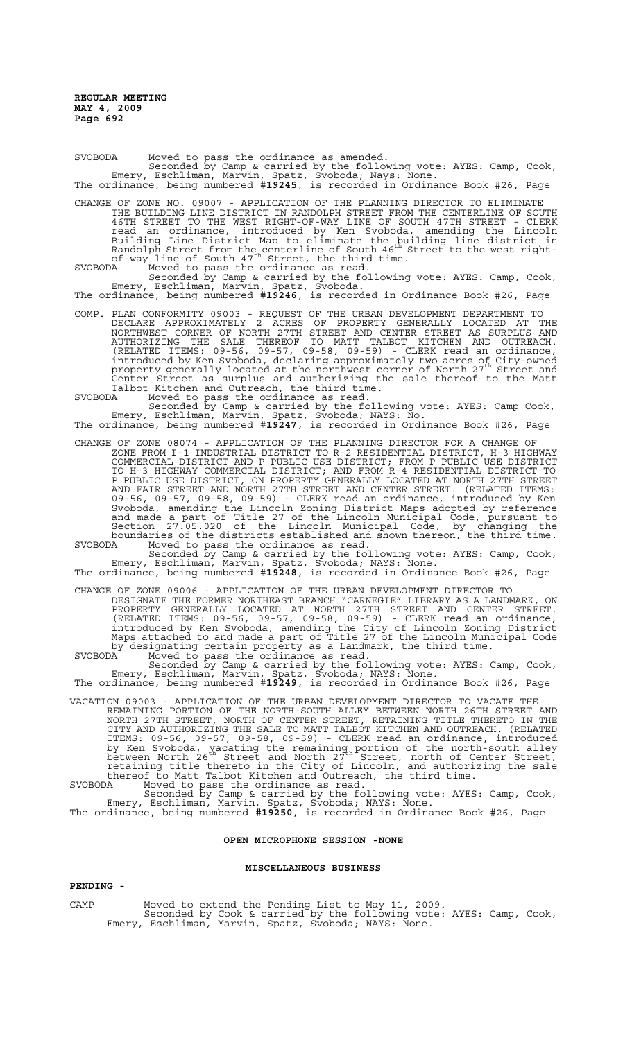SVOBODA Moved to pass the ordinance as amended.
Seconded by Camp & carried by the following vote: AYES: Camp, Cook, Emery, Eschliman, Marvin, Spatz, Svoboda; Nays: None.
The ordinance, being numbered **#19245**, is recorded in Ordinance Book #26, Page

CHANGE OF ZONE NO. 09007 - APPLICATION OF THE PLANNING DIRECTOR TO ELIMINATE THE BUILDING LINE DISTRICT IN RANDOLPH STREET FROM THE CENTERLINE OF SOUTH 46TH STREET TO THE WEST RIGHT-OF-WAY LINE OF SOUTH 47TH STREET - CLERK read an ordinance, introduced by Ken Svoboda, amending the Lincoln Building Line District Map to eliminate the building line district in Randolph Street from the centerline of South 46[th] Street to the west right-of-way line of South 47[th] Street, the third time.

SVOBODA Moved to pass the ordinance as read.
Seconded by Camp & carried by the following vote: AYES: Camp, Cook, Emery, Eschliman, Marvin, Spatz, Svoboda.
The ordinance, being numbered **#19246**, is recorded in Ordinance Book #26, Page

COMP. PLAN CONFORMITY 09003 - REQUEST OF THE URBAN DEVELOPMENT DEPARTMENT TO DECLARE APPROXIMATELY 2 ACRES OF PROPERTY GENERALLY LOCATED AT THE NORTHWEST CORNER OF NORTH 27TH STREET AND CENTER STREET AS SURPLUS AND AUTHORIZING THE SALE THEREOF TO MATT TALBOT KITCHEN AND OUTREACH. (RELATED ITEMS: 09-56, 09-57, 09-58, 09-59) - CLERK read an ordinance, introduced by Ken Svoboda, declaring approximately two acres of City-owned property generally located at the northwest corner of North 27[th] Street and Center Street as surplus and authorizing the sale thereof to the Matt Talbot Kitchen and Outreach, the third time.

SVOBODA Moved to pass the ordinance as read.
Seconded by Camp & carried by the following vote: AYES: Camp Cook, Emery, Eschliman, Marvin, Spatz, Svoboda; NAYS: No.
The ordinance, being numbered **#19247**, is recorded in Ordinance Book #26, Page

CHANGE OF ZONE 08074 - APPLICATION OF THE PLANNING DIRECTOR FOR A CHANGE OF ZONE FROM I-1 INDUSTRIAL DISTRICT TO R-2 RESIDENTIAL DISTRICT, H-3 HIGHWAY COMMERCIAL DISTRICT AND P PUBLIC USE DISTRICT; FROM P PUBLIC USE DISTRICT TO H-3 HIGHWAY COMMERCIAL DISTRICT; AND FROM R-4 RESIDENTIAL DISTRICT TO P PUBLIC USE DISTRICT, ON PROPERTY GENERALLY LOCATED AT NORTH 27TH STREET AND FAIR STREET AND NORTH 27TH STREET AND CENTER STREET. (RELATED ITEMS: 09-56, 09-57, 09-58, 09-59) - CLERK read an ordinance, introduced by Ken Svoboda, amending the Lincoln Zoning District Maps adopted by reference and made a part of Title 27 of the Lincoln Municipal Code, pursuant to Section 27.05.020 of the Lincoln Municipal Code, by changing the boundaries of the districts established and shown thereon, the third time.

SVOBODA Moved to pass the ordinance as read.
Seconded by Camp & carried by the following vote: AYES: Camp, Cook, Emery, Eschliman, Marvin, Spatz, Svoboda; NAYS: None.
The ordinance, being numbered **#19248**, is recorded in Ordinance Book #26, Page

CHANGE OF ZONE 09006 - APPLICATION OF THE URBAN DEVELOPMENT DIRECTOR TO DESIGNATE THE FORMER NORTHEAST BRANCH "CARNEGIE" LIBRARY AS A LANDMARK, ON PROPERTY GENERALLY LOCATED AT NORTH 27TH STREET AND CENTER STREET. (RELATED ITEMS: 09-56, 09-57, 09-58, 09-59) - CLERK read an ordinance, introduced by Ken Svoboda, amending the City of Lincoln Zoning District Maps attached to and made a part of Title 27 of the Lincoln Municipal Code by designating certain property as a Landmark, the third time.

SVOBODA Moved to pass the ordinance as read.
Seconded by Camp & carried by the following vote: AYES: Camp, Cook, Emery, Eschliman, Marvin, Spatz, Svoboda; NAYS: None.
The ordinance, being numbered **#19249**, is recorded in Ordinance Book #26, Page

VACATION 09003 - APPLICATION OF THE URBAN DEVELOPMENT DIRECTOR TO VACATE THE REMAINING PORTION OF THE NORTH-SOUTH ALLEY BETWEEN NORTH 26TH STREET AND NORTH 27TH STREET, NORTH OF CENTER STREET, RETAINING TITLE THERETO IN THE CITY AND AUTHORIZING THE SALE TO MATT TALBOT KITCHEN AND OUTREACH. (RELATED ITEMS: 09-56, 09-57, 09-58, 09-59) - CLERK read an ordinance, introduced by Ken Svoboda, vacating the remaining portion of the north-south alley between North 26[th] Street and North 27[th] Street, north of Center Street, retaining title thereto in the City of Lincoln, and authorizing the sale thereof to Matt Talbot Kitchen and Outreach, the third time.

SVOBODA Moved to pass the ordinance as read.
Seconded by Camp & carried by the following vote: AYES: Camp, Cook, Emery, Eschliman, Marvin, Spatz, Svoboda; NAYS: None.
The ordinance, being numbered **#19250**, is recorded in Ordinance Book #26, Page

## OPEN MICROPHONE SESSION -NONE

## MISCELLANEOUS BUSINESS

**PENDING -**

CAMP Moved to extend the Pending List to May 11, 2009.
Seconded by Cook & carried by the following vote: AYES: Camp, Cook, Emery, Eschliman, Marvin, Spatz, Svoboda; NAYS: None.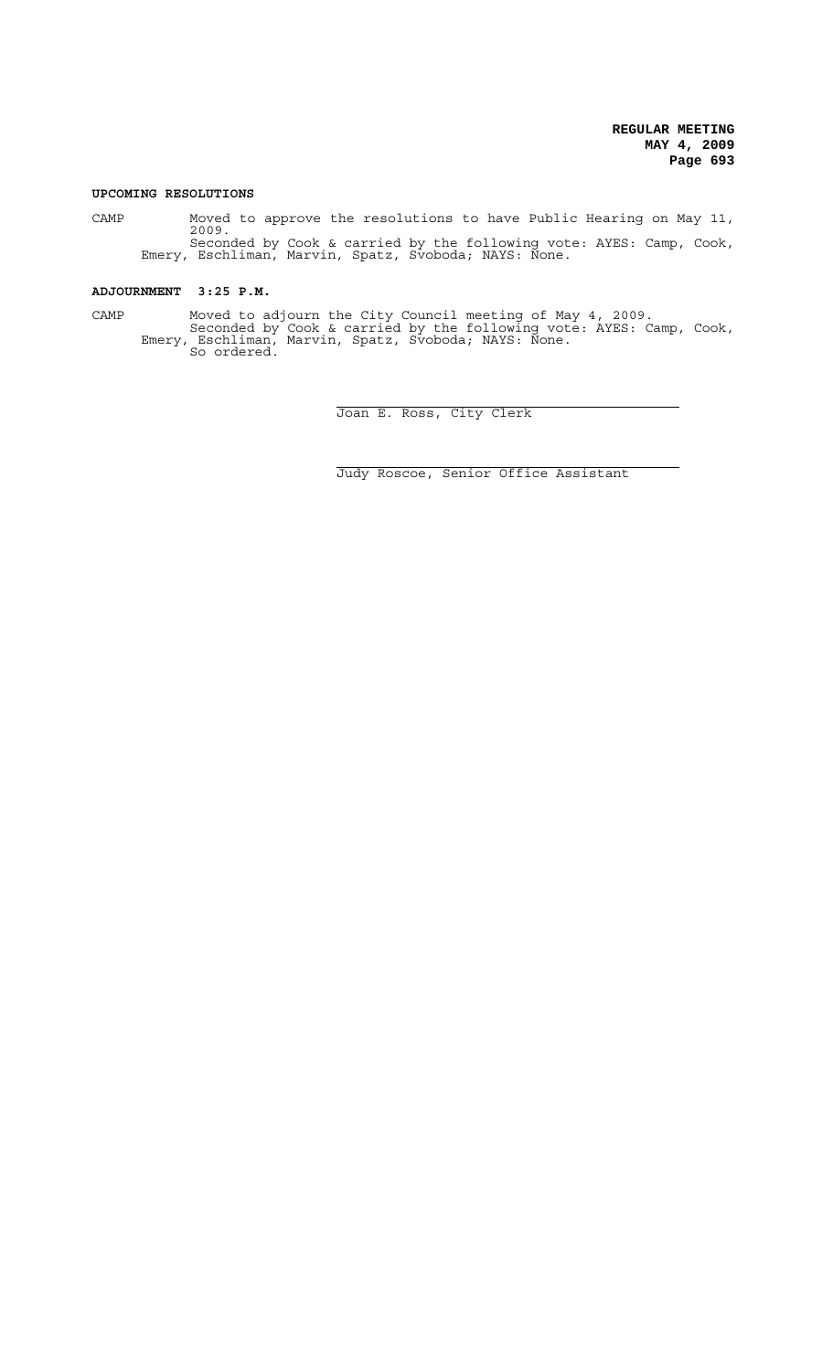**UPCOMING RESOLUTIONS**

CAMP Moved to approve the resolutions to have Public Hearing on May 11, 2009.
Seconded by Cook & carried by the following vote: AYES: Camp, Cook, Emery, Eschliman, Marvin, Spatz, Svoboda; NAYS: None.

**ADJOURNMENT 3:25 P.M.**

CAMP Moved to adjourn the City Council meeting of May 4, 2009.
Seconded by Cook & carried by the following vote: AYES: Camp, Cook, Emery, Eschliman, Marvin, Spatz, Svoboda; NAYS: None.
So ordered.

Joan E. Ross, City Clerk

Judy Roscoe, Senior Office Assistant